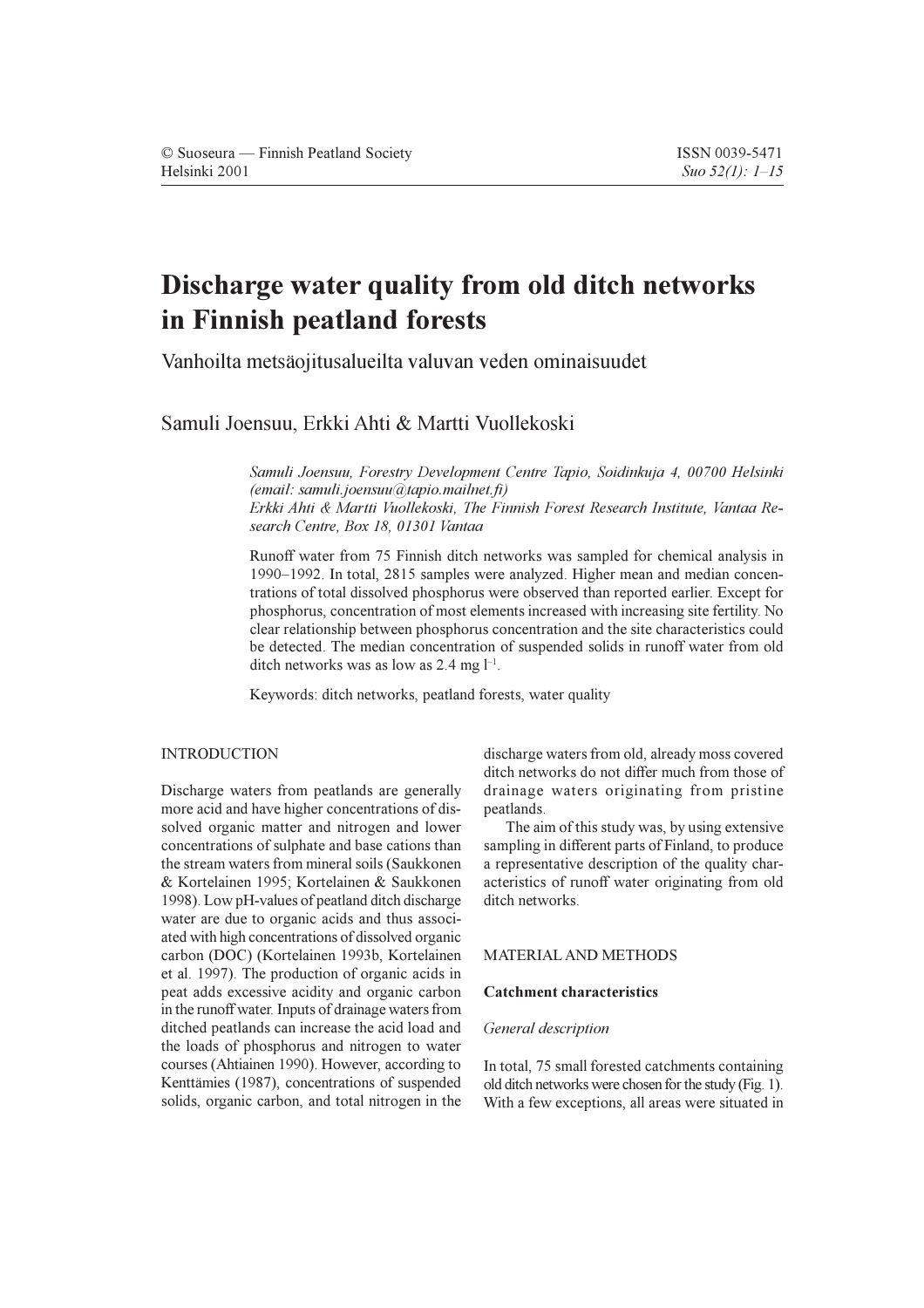# Discharge water quality from old ditch networks in Finnish peatland forests

Vanhoilta metsäojitusalueilta valuvan veden ominaisuudet

Samuli Joensuu, Erkki Ahti & Martti Vuollekoski

*Samuli Joensuu, Forestry Development Centre Tapio, Soidinkuja 4, 00700 Helsinki (email: samuli.joensuu@tapio.mailnet.fi)*
*Erkki Ahti & Martti Vuollekoski, The Finnish Forest Research Institute, Vantaa Research Centre, Box 18, 01301 Vantaa*

Runoff water from 75 Finnish ditch networks was sampled for chemical analysis in 1990–1992. In total, 2815 samples were analyzed. Higher mean and median concentrations of total dissolved phosphorus were observed than reported earlier. Except for phosphorus, concentration of most elements increased with increasing site fertility. No clear relationship between phosphorus concentration and the site characteristics could be detected. The median concentration of suspended solids in runoff water from old ditch networks was as low as 2.4 mg $l^{-1}$.

Keywords: ditch networks, peatland forests, water quality

## INTRODUCTION

Discharge waters from peatlands are generally more acid and have higher concentrations of dissolved organic matter and nitrogen and lower concentrations of sulphate and base cations than the stream waters from mineral soils (Saukkonen & Kortelainen 1995; Kortelainen & Saukkonen 1998). Low pH-values of peatland ditch discharge water are due to organic acids and thus associated with high concentrations of dissolved organic carbon (DOC) (Kortelainen 1993b, Kortelainen et al. 1997). The production of organic acids in peat adds excessive acidity and organic carbon in the runoff water. Inputs of drainage waters from ditched peatlands can increase the acid load and the loads of phosphorus and nitrogen to water courses (Ahtiainen 1990). However, according to Kenttämies (1987), concentrations of suspended solids, organic carbon, and total nitrogen in the discharge waters from old, already moss covered ditch networks do not differ much from those of drainage waters originating from pristine peatlands.

The aim of this study was, by using extensive sampling in different parts of Finland, to produce a representative description of the quality characteristics of runoff water originating from old ditch networks.

## MATERIAL AND METHODS

### Catchment characteristics

#### *General description*

In total, 75 small forested catchments containing old ditch networks were chosen for the study (Fig. 1). With a few exceptions, all areas were situated in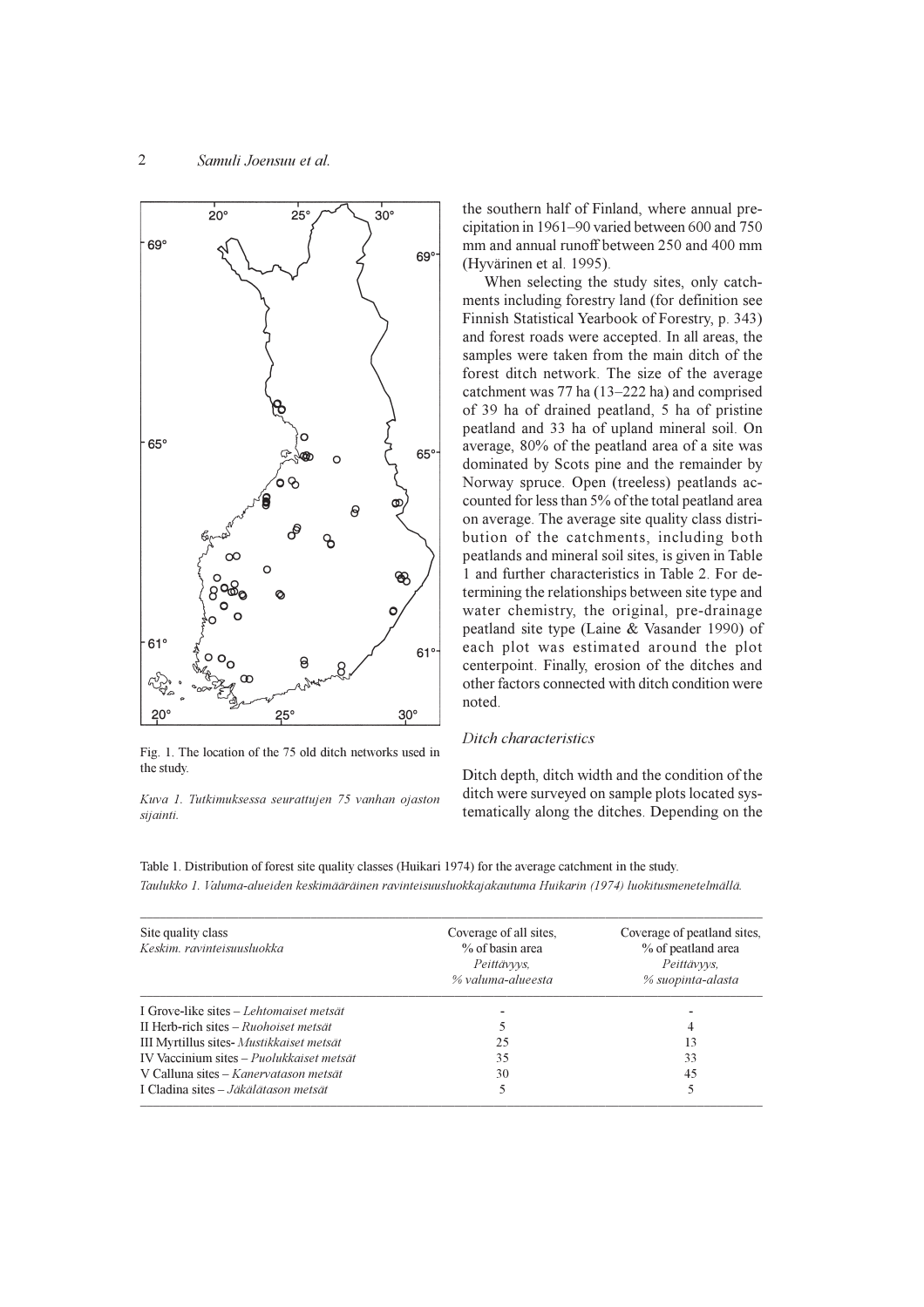20° 25° 30°

69° 69°

65° 65°

61° 61°

20° 25° 30°

Fig. 1. The location of the 75 old ditch networks used in the study.

*Kuva 1. Tutkimuksessa seurattujen 75 vanhan ojaston sijainti.*

the southern half of Finland, where annual precipitation in 1961–90 varied between 600 and 750 mm and annual runoff between 250 and 400 mm (Hyvärinen et al. 1995).

When selecting the study sites, only catchments including forestry land (for definition see Finnish Statistical Yearbook of Forestry, p. 343) and forest roads were accepted. In all areas, the samples were taken from the main ditch of the forest ditch network. The size of the average catchment was 77 ha (13–222 ha) and comprised of 39 ha of drained peatland, 5 ha of pristine peatland and 33 ha of upland mineral soil. On average, 80% of the peatland area of a site was dominated by Scots pine and the remainder by Norway spruce. Open (treeless) peatlands accounted for less than 5% of the total peatland area on average. The average site quality class distribution of the catchments, including both peatlands and mineral soil sites, is given in Table 1 and further characteristics in Table 2. For determining the relationships between site type and water chemistry, the original, pre-drainage peatland site type (Laine & Vasander 1990) of each plot was estimated around the plot centerpoint. Finally, erosion of the ditches and other factors connected with ditch condition were noted.

### *Ditch characteristics*

Ditch depth, ditch width and the condition of the ditch were surveyed on sample plots located systematically along the ditches. Depending on the

Table 1. Distribution of forest site quality classes (Huikari 1974) for the average catchment in the study.
*Taulukko 1. Valuma-alueiden keskimääräinen ravinteisuusluokkajakautuma Huikarin (1974) luokitusmenetelmällä.*

| Site quality class<br>*Keskim. ravinteisuusluokka* | Coverage of all sites,<br>% of basin area<br>*Peittävyys,*<br>*% valuma-alueesta* | Coverage of peatland sites,<br>% of peatland area<br>*Peittävyys,*<br>*% suopinta-alasta* |
|---|---|---|
| I Grove-like sites – *Lehtomaiset metsät* | - | - |
| II Herb-rich sites – *Ruohoiset metsät* | 5 | 4 |
| III Myrtillus sites- *Mustikkaiset metsät* | 25 | 13 |
| IV Vaccinium sites – *Puolukkaiset metsät* | 35 | 33 |
| V Calluna sites – *Kanervatason metsät* | 30 | 45 |
| I Cladina sites – *Jäkälätason metsät* | 5 | 5 |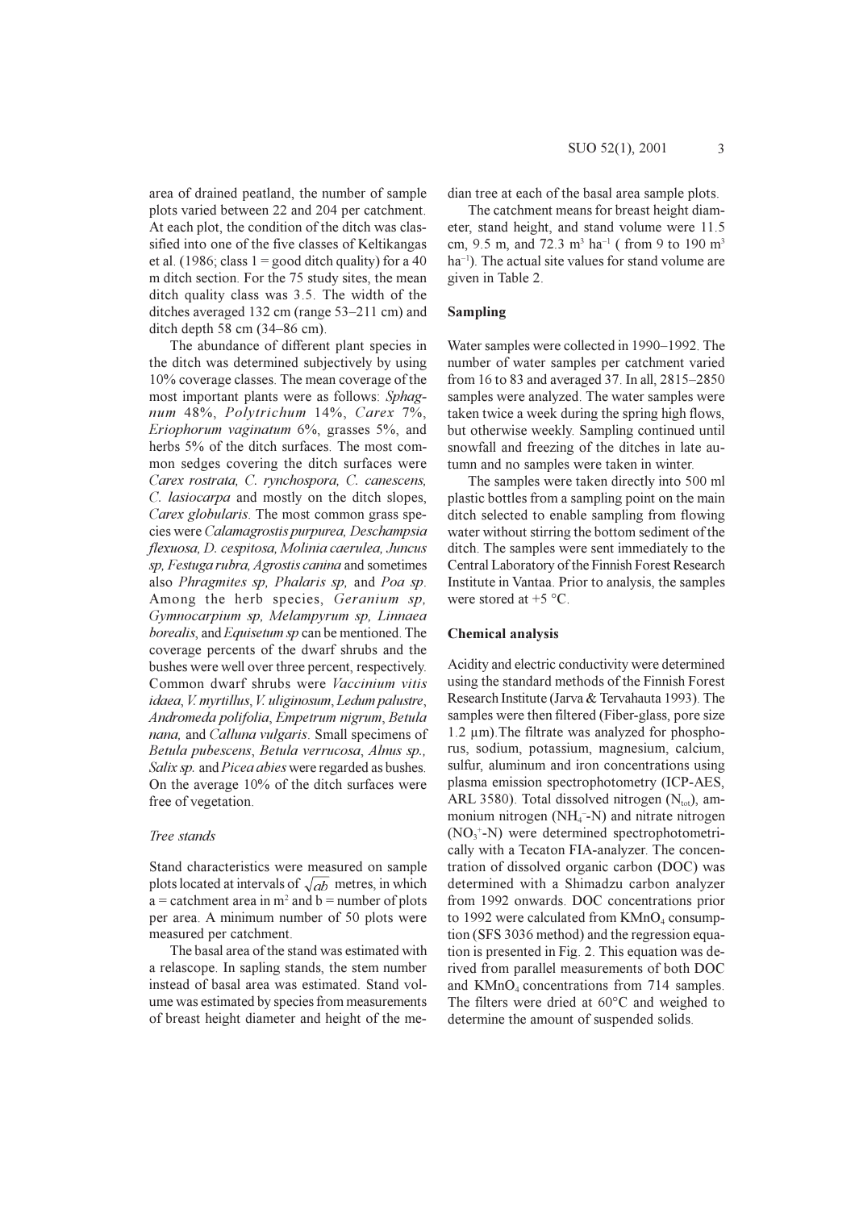area of drained peatland, the number of sample plots varied between 22 and 204 per catchment. At each plot, the condition of the ditch was classified into one of the five classes of Keltikangas et al. (1986; class 1 = good ditch quality) for a 40 m ditch section. For the 75 study sites, the mean ditch quality class was 3.5. The width of the ditches averaged 132 cm (range 53–211 cm) and ditch depth 58 cm (34–86 cm).

The abundance of different plant species in the ditch was determined subjectively by using 10% coverage classes. The mean coverage of the most important plants were as follows: *Sphagnum* 48%, *Polytrichum* 14%, *Carex* 7%, *Eriophorum vaginatum* 6%, grasses 5%, and herbs 5% of the ditch surfaces. The most common sedges covering the ditch surfaces were *Carex rostrata, C. rynchospora, C. canescens, C. lasiocarpa* and mostly on the ditch slopes, *Carex globularis*. The most common grass species were *Calamagrostis purpurea, Deschampsia flexuosa, D. cespitosa, Molinia caerulea, Juncus sp, Festuga rubra, Agrostis canina* and sometimes also *Phragmites sp, Phalaris sp,* and *Poa sp.* Among the herb species, *Geranium sp, Gymnocarpium sp, Melampyrum sp, Linnaea borealis*, and *Equisetum sp* can be mentioned. The coverage percents of the dwarf shrubs and the bushes were well over three percent, respectively. Common dwarf shrubs were *Vaccinium vitis idaea*, *V. myrtillus*, *V. uliginosum*, *Ledum palustre*, *Andromeda polifolia*, *Empetrum nigrum*, *Betula nana,* and *Calluna vulgaris*. Small specimens of *Betula pubescens*, *Betula verrucosa*, *Alnus sp., Salix sp.* and *Picea abies* were regarded as bushes. On the average 10% of the ditch surfaces were free of vegetation.

### *Tree stands*

Stand characteristics were measured on sample plots located at intervals of $\sqrt{ab}$ metres, in which a = catchment area in m$^2$ and b = number of plots per area. A minimum number of 50 plots were measured per catchment.

The basal area of the stand was estimated with a relascope. In sapling stands, the stem number instead of basal area was estimated. Stand volume was estimated by species from measurements of breast height diameter and height of the median tree at each of the basal area sample plots.

The catchment means for breast height diameter, stand height, and stand volume were 11.5 cm, 9.5 m, and 72.3 m$^3$ ha$^{-1}$ ( from 9 to 190 m$^3$ ha$^{-1}$). The actual site values for stand volume are given in Table 2.

## Sampling

Water samples were collected in 1990–1992. The number of water samples per catchment varied from 16 to 83 and averaged 37. In all, 2815–2850 samples were analyzed. The water samples were taken twice a week during the spring high flows, but otherwise weekly. Sampling continued until snowfall and freezing of the ditches in late autumn and no samples were taken in winter.

The samples were taken directly into 500 ml plastic bottles from a sampling point on the main ditch selected to enable sampling from flowing water without stirring the bottom sediment of the ditch. The samples were sent immediately to the Central Laboratory of the Finnish Forest Research Institute in Vantaa. Prior to analysis, the samples were stored at +5 °C.

## Chemical analysis

Acidity and electric conductivity were determined using the standard methods of the Finnish Forest Research Institute (Jarva & Tervahauta 1993). The samples were then filtered (Fiber-glass, pore size 1.2 µm).The filtrate was analyzed for phosphorus, sodium, potassium, magnesium, calcium, sulfur, aluminum and iron concentrations using plasma emission spectrophotometry (ICP-AES, ARL 3580). Total dissolved nitrogen ($N_{tot}$), ammonium nitrogen ($NH_4^-$-N) and nitrate nitrogen ($NO_3^+$-N) were determined spectrophotometrically with a Tecaton FIA-analyzer. The concentration of dissolved organic carbon (DOC) was determined with a Shimadzu carbon analyzer from 1992 onwards. DOC concentrations prior to 1992 were calculated from $KMnO_4$ consumption (SFS 3036 method) and the regression equation is presented in Fig. 2. This equation was derived from parallel measurements of both DOC and $KMnO_4$ concentrations from 714 samples. The filters were dried at 60°C and weighed to determine the amount of suspended solids.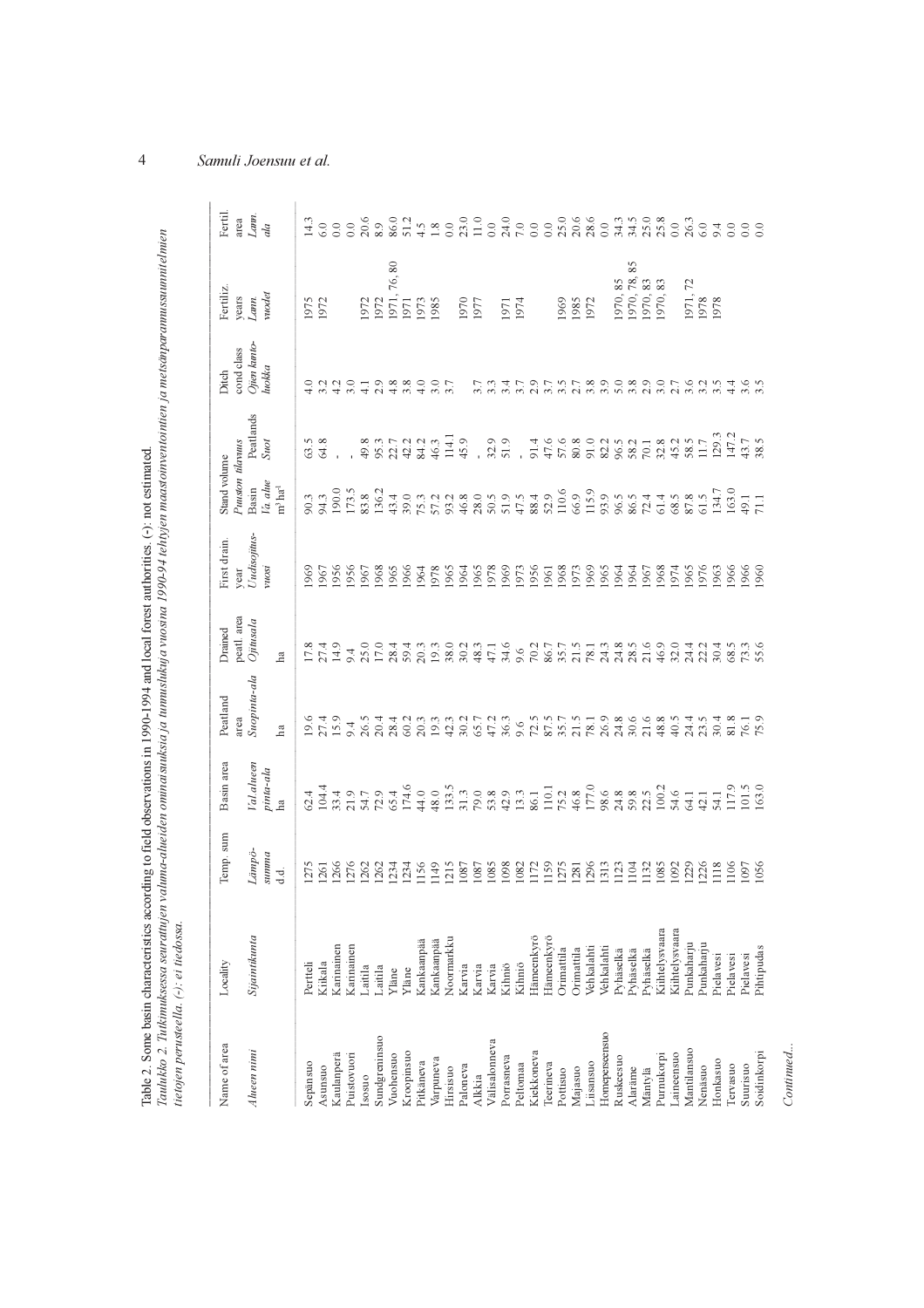Table 2. Some basin characteristics according to field observations in 1990-1994 and local forest authorities. (-): not estimated.
*Taulukko 2. Tutkimuksessa seurattujen valuma-alueiden ominaisuuksia ja tunnuslukuja vuosina 1990-94 tehtyjen maastoinventointien ja metsänparannussuunnitelmien tietojen perusteella. (-): ei tiedossa.*

| Name of area *Alueen nimi* | Locality *Sijaintikunta* | Temp. sum *Lämpö-summa* d.d. | Basin area *Val.alueen pinta-ala* ha | Peatland area *Suopinta-ala* ha | Drained peatl. area *Ojitusala* ha | First drain. year *Uudisojitus-vuosi* | Stand volume *Puuston tilavuus* Basin *Va. alue* m³ ha⁻¹ | Peatlands *Suot* | Ditch cond class *Ojien kunto-luokka* | Fertiliz. years *Lann. vuodet* | Fertil. area *Lann. ala* |
|---|---|---|---|---|---|---|---|---|---|---|---|
| Sepänsuo | Pertteli | 1275 | 62.4 | 19.6 | 17.8 | 1969 | 90.3 | 63.5 | 4.0 | 1975 | 14.3 |
| Asunsuo | Kiikala | 1261 | 104.4 | 27.4 | 27.4 | 1967 | 94.3 | 64.8 | 3.2 | 1972 | 6.0 |
| Kaulanperä | Karinainen | 1266 | 33.4 | 15.9 | 14.9 | 1956 | 190.0 | - | 4.2 | | 0.0 |
| Puistovuori | Karinainen | 1276 | 21.9 | 9.4 | 9.4 | 1956 | 173.5 | - | 3.0 | | 0.0 |
| Isosuo | Laitila | 1262 | 54.7 | 26.5 | 25.0 | 1967 | 83.8 | 49.8 | 4.1 | 1972 | 20.6 |
| Sundgreninsuo | Laitila | 1262 | 72.9 | 20.4 | 17.0 | 1968 | 136.2 | 95.3 | 2.9 | 1972 | 8.9 |
| Vuohensuo | Yläne | 1234 | 65.4 | 28.4 | 28.4 | 1965 | 43.4 | 22.7 | 4.8 | 1971, 76, 80 | 86.0 |
| Kroopinsuo | Yläne | 1234 | 174.6 | 60.2 | 59.4 | 1966 | 39.0 | 42.2 | 3.8 | 1971 | 51.2 |
| Pitkäneva | Kankaanpää | 1156 | 44.0 | 20.3 | 20.3 | 1964 | 75.3 | 84.2 | 4.0 | 1973 | 4.5 |
| Varpuneva | Kankaanpää | 1149 | 48.0 | 19.3 | 19.3 | 1978 | 57.2 | 46.3 | 3.0 | 1985 | 1.8 |
| Hirsisuo | Noormarkku | 1215 | 133.5 | 42.3 | 38.0 | 1965 | 93.2 | 114.1 | 3.7 | | 0.0 |
| Paloneva | Karvia | 1087 | 31.3 | 30.2 | 30.2 | 1964 | 46.8 | 45.9 | | 1970 | 23.0 |
| Alkkia | Karvia | 1087 | 79.0 | 65.7 | 48.3 | 1965 | 28.0 | - | 3.7 | 1977 | 11.0 |
| Välisalonneva | Karvia | 1085 | 53.8 | 47.2 | 47.1 | 1978 | 50.5 | 32.9 | 3.3 | | 0.0 |
| Porrasneva | Kihniö | 1098 | 42.9 | 36.3 | 34.6 | 1969 | 51.9 | 51.9 | 3.4 | 1971 | 24.0 |
| Peltomaa | Kihniö | 1082 | 13.3 | 9.6 | 9.6 | 1973 | 47.5 | - | 3.7 | 1974 | 7.0 |
| Kiekkoneva | Hämeenkyrö | 1172 | 86.1 | 72.5 | 70.2 | 1956 | 88.4 | 91.4 | 2.9 | | 0.0 |
| Teerineva | Hämeenkyrö | 1159 | 110.1 | 87.5 | 86.7 | 1961 | 52.9 | 47.6 | 3.7 | | 0.0 |
| Pottisuo | Orimattila | 1275 | 75.2 | 35.7 | 35.7 | 1968 | 110.6 | 57.6 | 3.5 | 1969 | 25.0 |
| Majasuo | Orimattila | 1281 | 46.8 | 21.5 | 21.5 | 1973 | 66.9 | 80.8 | 2.7 | 1985 | 20.6 |
| Liisansuo | Vehkalahti | 1296 | 177.0 | 78.1 | 78.1 | 1969 | 115.9 | 91.0 | 3.8 | 1972 | 28.6 |
| Homeperseensuo | Vehkalahti | 1313 | 98.6 | 26.9 | 24.3 | 1965 | 93.9 | 82.2 | 3.9 | | 0.0 |
| Ruskeesuo | Pyhäselkä | 1123 | 24.8 | 24.8 | 24.8 | 1964 | 96.5 | 96.5 | 5.0 | 1970, 85 | 34.3 |
| Alaräme | Pyhäselkä | 1104 | 59.8 | 30.6 | 28.5 | 1964 | 86.5 | 58.2 | 3.8 | 1970, 78, 85 | 34.5 |
| Mäntylä | Pyhäselkä | 1132 | 22.5 | 21.6 | 21.6 | 1967 | 72.4 | 70.1 | 2.9 | 1970, 83 | 25.0 |
| Purnukorpi | Kiihtelysvaara | 1085 | 100.2 | 48.8 | 46.9 | 1968 | 61.4 | 32.8 | 3.0 | 1970, 83 | 25.8 |
| Laineensuo | Kiihtelysvaara | 1092 | 54.6 | 40.5 | 32.0 | 1974 | 68.5 | 45.2 | 2.7 | | 0.0 |
| Mantilansuo | Punkaharju | 1229 | 64.1 | 24.4 | 24.4 | 1965 | 87.8 | 58.5 | 3.6 | 1971, 72 | 26.3 |
| Nenäsuo | Punkaharju | 1226 | 42.1 | 23.5 | 22.2 | 1976 | 61.5 | 11.7 | 3.2 | 1978 | 6.0 |
| Honkasuo | Pielavesi | 1118 | 54.1 | 30.4 | 30.4 | 1963 | 134.7 | 129.3 | 3.5 | 1978 | 9.4 |
| Tervasuo | Pielavesi | 1106 | 117.9 | 81.8 | 68.5 | 1966 | 163.0 | 147.2 | 4.4 | | 0.0 |
| Suurisuo | Pielavesi | 1097 | 101.5 | 76.1 | 73.3 | 1966 | 49.1 | 43.7 | 3.6 | | 0.0 |
| Soidinkorpi | Pihtipudas | 1056 | 163.0 | 75.9 | 55.6 | 1960 | 71.1 | 38.5 | 3.5 | | 0.0 |

*Continued...*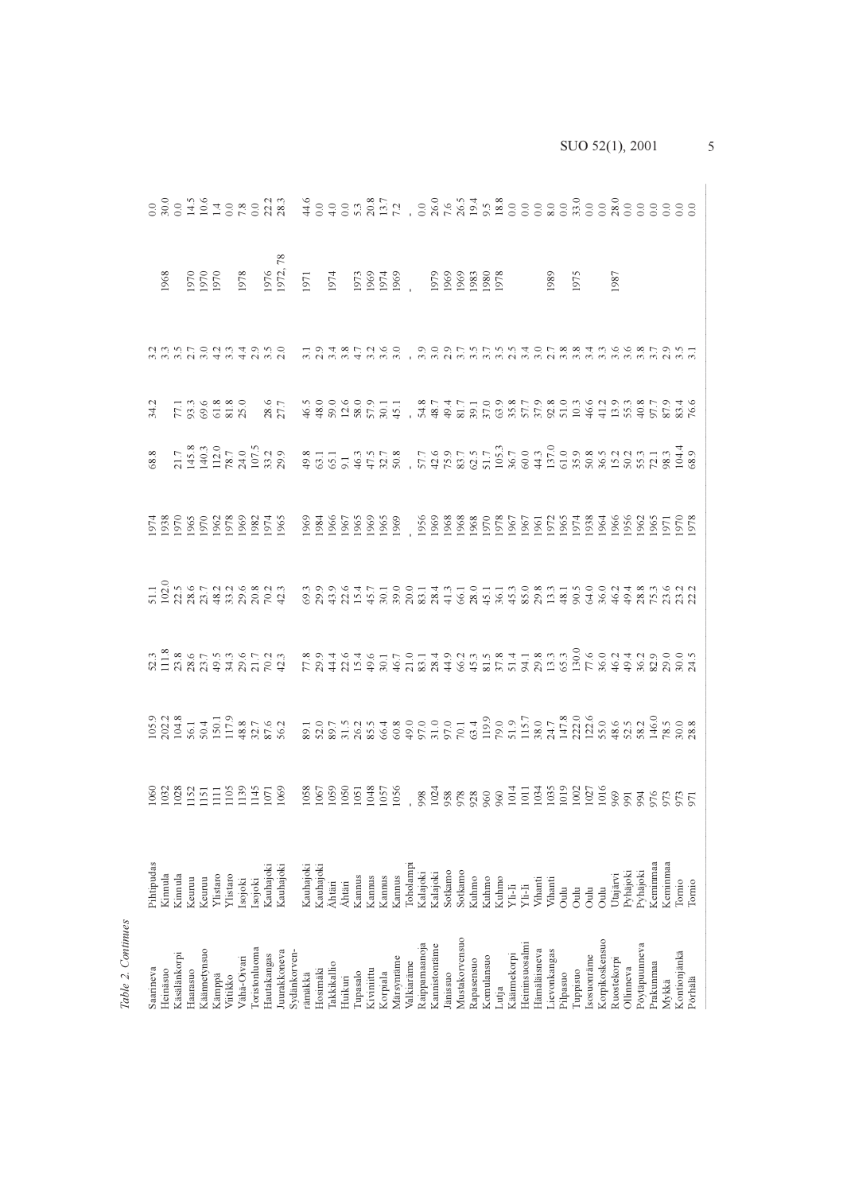*Table 2. Continues*

| | | | | | | | | | | | |
|---|---|---|---|---|---|---|---|---|---|---|---|
| Saarineva | Pihtipudas | 1060 | 105.9 | 52.3 | 51.1 | 1974 | 68.8 | 34.2 | 3.2 | | 0.0 |
| Heinäsuo | Kinnula | 1032 | 202.2 | 111.8 | 102.0 | 1938 | | | 3.3 | 1968 | 30.0 |
| Käsälänkorpi | Kinnula | 1028 | 104.8 | 23.8 | 22.5 | 1970 | 21.7 | 77.1 | 3.5 | | 0.0 |
| Haarasuo | Keuruu | 1152 | 56.1 | 28.6 | 28.6 | 1965 | 145.8 | 93.3 | 2.7 | 1970 | 14.5 |
| Käännetynsuo | Keuruu | 1151 | 50.4 | 23.7 | 23.7 | 1970 | 140.3 | 69.6 | 3.0 | 1970 | 10.6 |
| Kämppä | Ylistaro | 1111 | 150.1 | 49.5 | 48.2 | 1962 | 112.0 | 61.8 | 4.2 | 1970 | 1.4 |
| Viitikko | Ylistaro | 1105 | 117.9 | 34.3 | 33.2 | 1978 | 78.7 | 81.8 | 3.3 | | 0.0 |
| Vähä-Oivari | Isojoki | 1139 | 48.8 | 29.6 | 29.6 | 1969 | 24.0 | 25.0 | 4.4 | 1978 | 7.8 |
| Toristonluoma | Isojoki | 1145 | 32.7 | 21.7 | 20.8 | 1982 | 107.5 | | 2.9 | | 0.0 |
| Hautakangas | Kauhajoki | 1071 | 87.6 | 70.2 | 70.2 | 1974 | 33.2 | 28.6 | 3.5 | 1976 | 22.2 |
| Juurakkoneva | Kauhajoki | 1069 | 56.2 | 42.3 | 42.3 | 1965 | 29.9 | 20.7 | 2.0 | 1972, 78 | 28.3 |
| Sydänkorven-rämäkkä | Kauhajoki | 1058 | 89.1 | 77.8 | 69.3 | 1969 | 49.8 | 46.5 | 3.1 | 1971 | 44.6 |
| Hosimäki | Kauhajoki | 1067 | 52.0 | 29.9 | 29.9 | 1984 | 63.1 | 48.0 | 2.9 | | 0.0 |
| Takkikallio | Ähtäri | 1059 | 89.7 | 44.4 | 43.9 | 1966 | 65.1 | 59.0 | 3.4 | 1974 | 4.0 |
| Huikuri | Ähtäri | 1050 | 31.5 | 22.6 | 22.6 | 1967 | 9.1 | 12.6 | 3.8 | | 0.0 |
| Tupasalo | Kannus | 1051 | 26.2 | 15.4 | 15.4 | 1965 | 46.3 | 58.0 | 4.7 | 1973 | 5.3 |
| Kivinittu | Kannus | 1048 | 85.5 | 49.6 | 45.7 | 1969 | 47.5 | 57.9 | 3.2 | 1969 | 20.8 |
| Korppala | Kannus | 1057 | 66.4 | 30.1 | 30.1 | 1965 | 32.7 | 30.1 | 3.6 | 1974 | 13.7 |
| Märsynräme | Kannus | 1056 | 60.8 | 46.7 | 39.0 | 1969 | 50.8 | 45.1 | 3.0 | 1969 | 7.2 |
| Valkiaräme | Toholampi | - | 49.0 | 21.0 | 20.0 | - | - | - | - | - | - |
| Raippamaanoja | Kalajoki | 998 | 97.0 | 83.1 | 83.1 | 1956 | 57.7 | 54.8 | 3.9 | | 0.0 |
| Kannistonräme | Kalajoki | 1024 | 31.0 | 28.4 | 28.4 | 1969 | 42.6 | 48.7 | 3.0 | 1979 | 26.0 |
| Jänissuo | Sotkamo | 958 | 97.0 | 44.9 | 41.3 | 1968 | 75.9 | 49.4 | 2.9 | 1969 | 7.6 |
| Mustakorvensuo | Sotkamo | 978 | 70.1 | 66.2 | 66.1 | 1968 | 83.7 | 81.7 | 3.7 | 1969 | 26.5 |
| Rapasensuo | Kuhmo | 928 | 63.4 | 45.3 | 28.0 | 1968 | 62.5 | 39.1 | 3.5 | 1983 | 19.4 |
| Komulansuo | Kuhmo | 960 | 119.9 | 81.5 | 45.1 | 1970 | 51.7 | 37.0 | 3.7 | 1980 | 9.5 |
| Lutja | Kuhmo | 960 | 79.0 | 37.8 | 36.1 | 1978 | 105.3 | 63.9 | 3.5 | 1978 | 18.8 |
| Käärmekorpi | Yli-Ii | 1014 | 51.9 | 51.4 | 45.3 | 1967 | 36.7 | 35.8 | 2.5 | | 0.0 |
| Heininsuosalmi | Yli-Ii | 1011 | 115.7 | 94.1 | 85.0 | 1967 | 60.0 | 57.7 | 3.4 | | 0.0 |
| Hämäläisneva | Vihanti | 1034 | 38.0 | 29.8 | 29.8 | 1961 | 44.3 | 37.9 | 3.0 | | 0.0 |
| Lievonkangas | Vihanti | 1035 | 24.7 | 13.3 | 13.3 | 1972 | 137.0 | 92.8 | 2.7 | 1989 | 8.0 |
| Pilpasuo | Oulu | 1019 | 147.8 | 65.3 | 48.1 | 1965 | 61.0 | 51.0 | 3.8 | | 0.0 |
| Tuppisuo | Oulu | 1002 | 222.0 | 130.0 | 90.5 | 1974 | 35.9 | 10.3 | 3.8 | 1975 | 33.0 |
| Isosuonräme | Oulu | 1027 | 122.6 | 77.6 | 64.0 | 1938 | 50.8 | 46.6 | 3.4 | | 0.0 |
| Korpikoskensuo | Oulu | 1016 | 55.0 | 36.0 | 36.0 | 1964 | 36.5 | 41.2 | 3.3 | | 0.0 |
| Ruostekorpi | Utajärvi | 969 | 48.6 | 46.2 | 46.2 | 1966 | 15.2 | 13.9 | 3.6 | 1987 | 28.0 |
| Ollinneva | Pyhäjoki | 991 | 52.5 | 49.4 | 49.4 | 1956 | 50.2 | 55.3 | 3.6 | | 0.0 |
| Pöytäpuunneva | Pyhäjoki | 994 | 58.2 | 36.2 | 28.8 | 1962 | 55.3 | 40.8 | 3.8 | | 0.0 |
| Prakunmaa | Keminmaa | 976 | 146.0 | 82.9 | 75.3 | 1965 | 72.1 | 97.7 | 3.7 | | 0.0 |
| Mykkä | Keminmaa | 973 | 78.5 | 29.0 | 23.6 | 1971 | 98.3 | 87.9 | 2.9 | | 0.0 |
| Kontionjänkä | Tornio | 973 | 30.0 | 30.0 | 23.2 | 1970 | 104.4 | 83.4 | 3.5 | | 0.0 |
| Porhola | Tornio | 971 | 28.8 | 24.5 | 22.2 | 1978 | 68.9 | 76.6 | 3.1 | | 0.0 |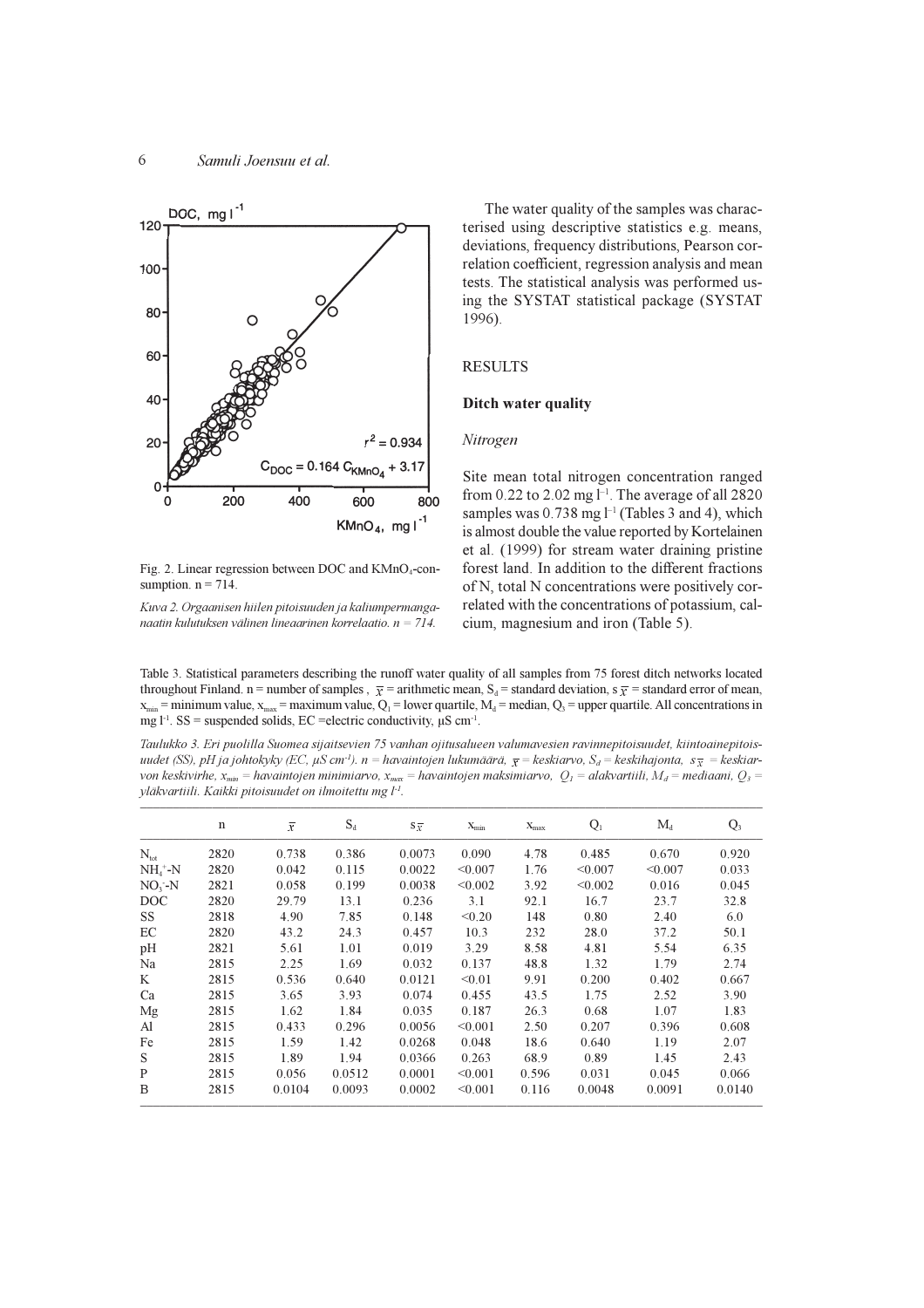DOC, mg l$^{-1}$

120, 100, 80, 60, 40, 20, 0

0, 200, 400, 600, 800

KMnO$_4$, mg l$^{-1}$

$r^2 = 0.934$

$C_{DOC} = 0.164\ C_{KMnO_4} + 3.17$

Fig. 2. Linear regression between DOC and $KMnO_4$-consumption. n = 714.

*Kuva 2. Orgaanisen hiilen pitoisuuden ja kaliumpermanganaatin kulutuksen välinen lineaarinen korrelaatio. n = 714.*

The water quality of the samples was characterised using descriptive statistics e.g. means, deviations, frequency distributions, Pearson correlation coefficient, regression analysis and mean tests. The statistical analysis was performed using the SYSTAT statistical package (SYSTAT 1996).

## RESULTS

### Ditch water quality

#### *Nitrogen*

Site mean total nitrogen concentration ranged from 0.22 to 2.02 mg l$^{-1}$. The average of all 2820 samples was 0.738 mg l$^{-1}$ (Tables 3 and 4), which is almost double the value reported by Kortelainen et al. (1999) for stream water draining pristine forest land. In addition to the different fractions of N, total N concentrations were positively correlated with the concentrations of potassium, calcium, magnesium and iron (Table 5).

Table 3. Statistical parameters describing the runoff water quality of all samples from 75 forest ditch networks located throughout Finland. n = number of samples, $\bar{x}$ = arithmetic mean, $S_d$ = standard deviation, $s_{\bar{x}}$ = standard error of mean, $x_{min}$ = minimum value, $x_{max}$ = maximum value, $Q_1$ = lower quartile, $M_d$ = median, $Q_3$ = upper quartile. All concentrations in mg l$^{-1}$. SS = suspended solids, EC =electric conductivity, µS cm$^{-1}$.

*Taulukko 3. Eri puolilla Suomea sijaitsevien 75 vanhan ojitusalueen valumavesien ravinnepitoisuudet, kiintoainepitoisuudet (SS), pH ja johtokyky (EC, µS cm$^{-1}$). n = havaintojen lukumäärä, $\bar{x}$ = keskiarvo, $S_d$ = keskihajonta, $s_{\bar{x}}$ = keskiarvon keskivirhe, $x_{min}$ = havaintojen minimiarvo, $x_{max}$ = havaintojen maksimiarvo, $Q_1$ = alakvartiili, $M_d$ = mediaani, $Q_3$ = yläkvartiili. Kaikki pitoisuudet on ilmoitettu mg l$^{-1}$.*

| | n | $\bar{x}$ | $S_d$ | $s_{\bar{x}}$ | $x_{min}$ | $x_{max}$ | $Q_1$ | $M_d$ | $Q_3$ |
|---|---|---|---|---|---|---|---|---|---|
| $N_{tot}$ | 2820 | 0.738 | 0.386 | 0.0073 | 0.090 | 4.78 | 0.485 | 0.670 | 0.920 |
| $NH_4^+$-N | 2820 | 0.042 | 0.115 | 0.0022 | <0.007 | 1.76 | <0.007 | <0.007 | 0.033 |
| $NO_3^-$-N | 2821 | 0.058 | 0.199 | 0.0038 | <0.002 | 3.92 | <0.002 | 0.016 | 0.045 |
| DOC | 2820 | 29.79 | 13.1 | 0.236 | 3.1 | 92.1 | 16.7 | 23.7 | 32.8 |
| SS | 2818 | 4.90 | 7.85 | 0.148 | <0.20 | 148 | 0.80 | 2.40 | 6.0 |
| EC | 2820 | 43.2 | 24.3 | 0.457 | 10.3 | 232 | 28.0 | 37.2 | 50.1 |
| pH | 2821 | 5.61 | 1.01 | 0.019 | 3.29 | 8.58 | 4.81 | 5.54 | 6.35 |
| Na | 2815 | 2.25 | 1.69 | 0.032 | 0.137 | 48.8 | 1.32 | 1.79 | 2.74 |
| K | 2815 | 0.536 | 0.640 | 0.0121 | <0.01 | 9.91 | 0.200 | 0.402 | 0.667 |
| Ca | 2815 | 3.65 | 3.93 | 0.074 | 0.455 | 43.5 | 1.75 | 2.52 | 3.90 |
| Mg | 2815 | 1.62 | 1.84 | 0.035 | 0.187 | 26.3 | 0.68 | 1.07 | 1.83 |
| Al | 2815 | 0.433 | 0.296 | 0.0056 | <0.001 | 2.50 | 0.207 | 0.396 | 0.608 |
| Fe | 2815 | 1.59 | 1.42 | 0.0268 | 0.048 | 18.6 | 0.640 | 1.19 | 2.07 |
| S | 2815 | 1.89 | 1.94 | 0.0366 | 0.263 | 68.9 | 0.89 | 1.45 | 2.43 |
| P | 2815 | 0.056 | 0.0512 | 0.0001 | <0.001 | 0.596 | 0.031 | 0.045 | 0.066 |
| B | 2815 | 0.0104 | 0.0093 | 0.0002 | <0.001 | 0.116 | 0.0048 | 0.0091 | 0.0140 |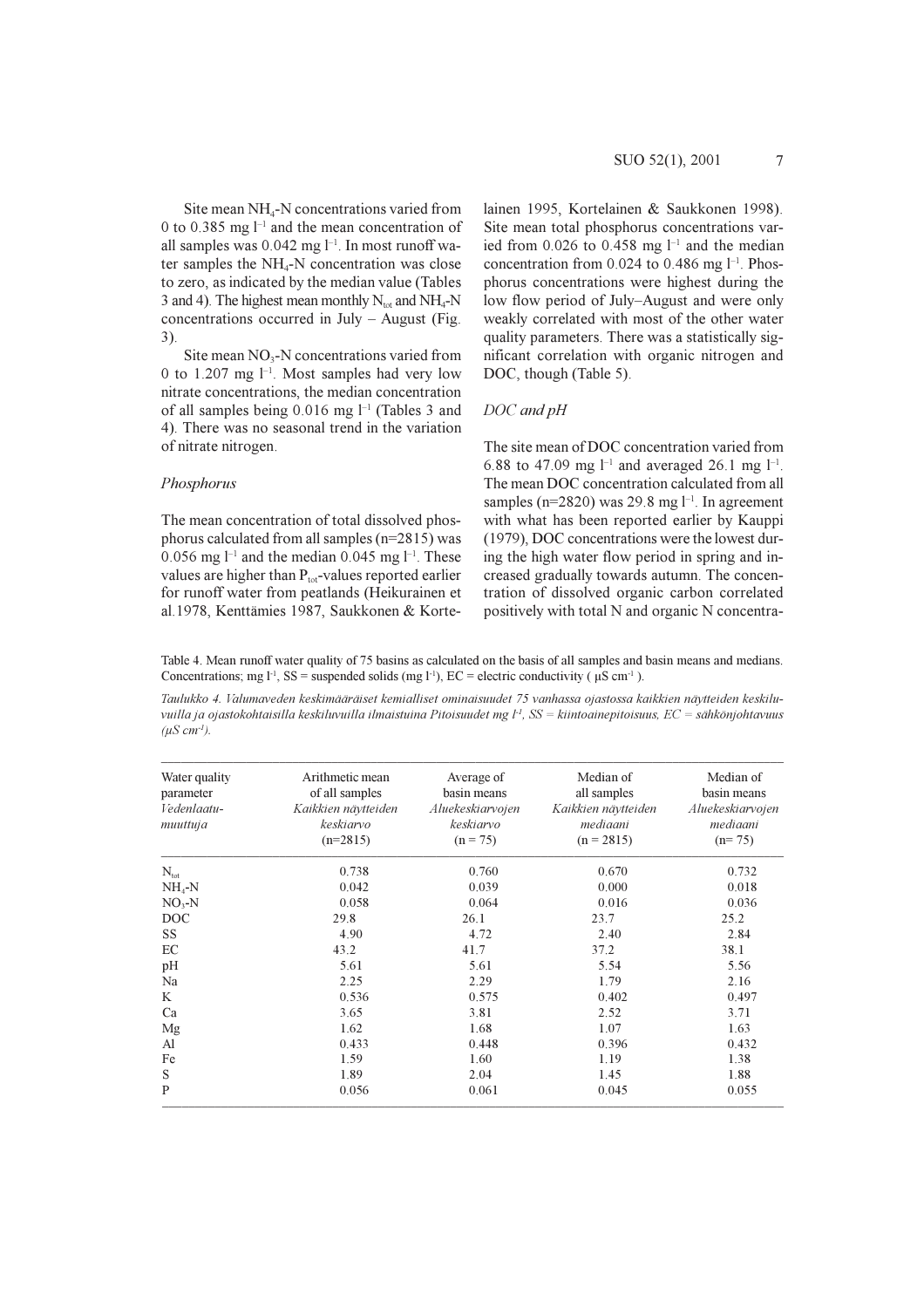Site mean $NH_4$-N concentrations varied from 0 to 0.385 mg $l^{-1}$ and the mean concentration of all samples was 0.042 mg $l^{-1}$. In most runoff water samples the $NH_4$-N concentration was close to zero, as indicated by the median value (Tables 3 and 4). The highest mean monthly $N_{tot}$ and $NH_4$-N concentrations occurred in July – August (Fig. 3).

Site mean $NO_3$-N concentrations varied from 0 to 1.207 mg $l^{-1}$. Most samples had very low nitrate concentrations, the median concentration of all samples being 0.016 mg $l^{-1}$ (Tables 3 and 4). There was no seasonal trend in the variation of nitrate nitrogen.

### *Phosphorus*

The mean concentration of total dissolved phosphorus calculated from all samples (n=2815) was 0.056 mg $l^{-1}$ and the median 0.045 mg $l^{-1}$. These values are higher than $P_{tot}$-values reported earlier for runoff water from peatlands (Heikurainen et al.1978, Kenttämies 1987, Saukkonen & Kortelainen 1995, Kortelainen & Saukkonen 1998). Site mean total phosphorus concentrations varied from 0.026 to 0.458 mg $l^{-1}$ and the median concentration from 0.024 to 0.486 mg $l^{-1}$. Phosphorus concentrations were highest during the low flow period of July–August and were only weakly correlated with most of the other water quality parameters. There was a statistically significant correlation with organic nitrogen and DOC, though (Table 5).

### *DOC and pH*

The site mean of DOC concentration varied from 6.88 to 47.09 mg $l^{-1}$ and averaged 26.1 mg $l^{-1}$. The mean DOC concentration calculated from all samples (n=2820) was 29.8 mg $l^{-1}$. In agreement with what has been reported earlier by Kauppi (1979), DOC concentrations were the lowest during the high water flow period in spring and increased gradually towards autumn. The concentration of dissolved organic carbon correlated positively with total N and organic N concentra-

Table 4. Mean runoff water quality of 75 basins as calculated on the basis of all samples and basin means and medians. Concentrations; mg $l^{-1}$, SS = suspended solids (mg $l^{-1}$), EC = electric conductivity ( µS $cm^{-1}$ ).

*Taulukko 4. Valumaveden keskimääräiset kemialliset ominaisuudet 75 vanhassa ojastossa kaikkien näytteiden keskiluvuilla ja ojastokohtaisilla keskiluvuilla ilmaistuina Pitoisuudet mg $l^{-1}$, SS = kiintoainepitoisuus, EC = sähkönjohtavuus (µS $cm^{-1}$).*

| Water quality parameter *Vedenlaatu-muuttuja* | Arithmetic mean of all samples *Kaikkien näytteiden keskiarvo* (n=2815) | Average of basin means *Aluekeskiarvojen keskiarvo* (n = 75) | Median of all samples *Kaikkien näytteiden mediaani* (n = 2815) | Median of basin means *Aluekeskiarvojen mediaani* (n= 75) |
|---|---|---|---|---|
| $N_{tot}$ | 0.738 | 0.760 | 0.670 | 0.732 |
| $NH_4$-N | 0.042 | 0.039 | 0.000 | 0.018 |
| $NO_3$-N | 0.058 | 0.064 | 0.016 | 0.036 |
| DOC | 29.8 | 26.1 | 23.7 | 25.2 |
| SS | 4.90 | 4.72 | 2.40 | 2.84 |
| EC | 43.2 | 41.7 | 37.2 | 38.1 |
| pH | 5.61 | 5.61 | 5.54 | 5.56 |
| Na | 2.25 | 2.29 | 1.79 | 2.16 |
| K | 0.536 | 0.575 | 0.402 | 0.497 |
| Ca | 3.65 | 3.81 | 2.52 | 3.71 |
| Mg | 1.62 | 1.68 | 1.07 | 1.63 |
| Al | 0.433 | 0.448 | 0.396 | 0.432 |
| Fe | 1.59 | 1.60 | 1.19 | 1.38 |
| S | 1.89 | 2.04 | 1.45 | 1.88 |
| P | 0.056 | 0.061 | 0.045 | 0.055 |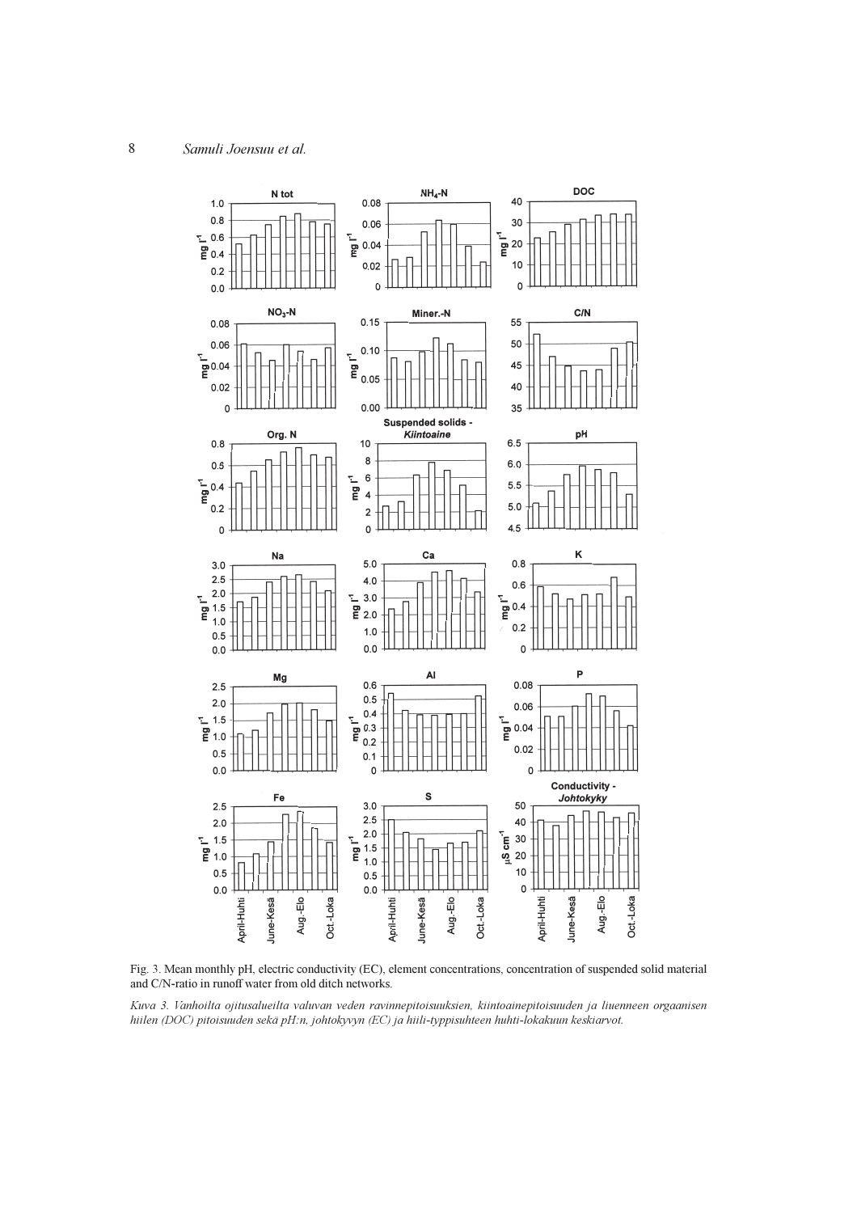N tot

$NH_4$-N

DOC

$NO_3$-N

Miner.-N

C/N

Org. N

Suspended solids - *Kiintoaine*

pH

Na

Ca

K

Mg

Al

P

Fe

S

Conductivity - *Johtokyky*

April-Huhti

June-Kesä

Aug.-Elo

Oct.-Loka

Fig. 3. Mean monthly pH, electric conductivity (EC), element concentrations, concentration of suspended solid material and C/N-ratio in runoff water from old ditch networks.

*Kuva 3. Vanhoilta ojitusalueilta valuvan veden ravinnepitoisuuksien, kiintoainepitoisuuden ja liuenneen orgaanisen hiilen (DOC) pitoisuuden sekä pH:n, johtokyvyn (EC) ja hiili-typpisuhteen huhti-lokakuun keskiarvot.*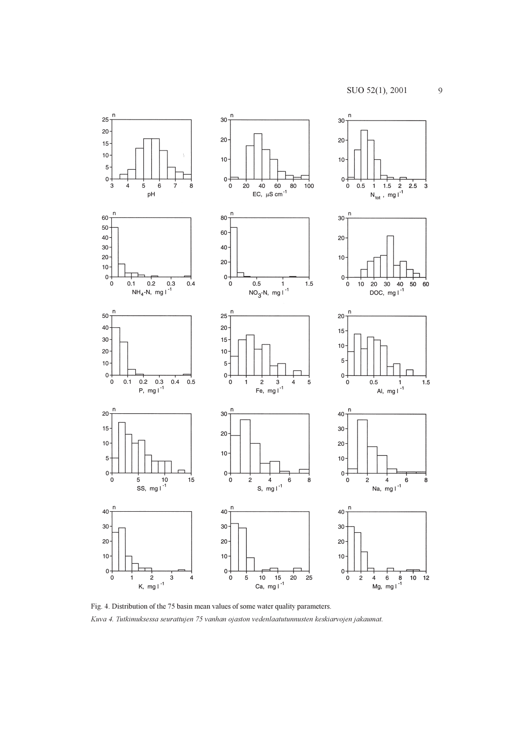n
25
20
15
10
5
0
3 4 5 6 7 8
pH

n
30
20
10
0
0 20 40 60 80 100
EC, µS cm $^{-1}$

n
30
20
10
0
0 0.5 1 1.5 2 2.5 3
$N_{tot}$, mg l $^{-1}$

n
60
50
40
30
20
10
0
0 0.1 0.2 0.3 0.4
$NH_4$-N, mg l $^{-1}$

n
80
60
40
20
0
0 0.5 1 1.5
$NO_3$-N, mg l $^{-1}$

n
30
20
10
0
0 10 20 30 40 50 60
DOC, mg l $^{-1}$

n
50
40
30
20
10
0
0 0.1 0.2 0.3 0.4 0.5
P, mg l $^{-1}$

n
25
20
15
10
5
0
0 1 2 3 4 5
Fe, mg l $^{-1}$

n
20
15
10
5
0
0 0.5 1 1.5
Al, mg l $^{-1}$

n
20
15
10
5
0
0 5 10 15
SS, mg l $^{-1}$

n
30
20
10
0
0 2 4 6 8
S, mg l $^{-1}$

n
40
30
20
10
0
0 2 4 6 8
Na, mg l $^{-1}$

n
40
30
20
10
0
0 1 2 3 4
K, mg l $^{-1}$

n
40
30
20
10
0
0 5 10 15 20 25
Ca, mg l $^{-1}$

n
40
30
20
10
0
0 2 4 6 8 10 12
Mg, mg l $^{-1}$

Fig. 4. Distribution of the 75 basin mean values of some water quality parameters.

*Kuva 4. Tutkimuksessa seurattujen 75 vanhan ojaston vedenlaatutunnusten keskiarvojen jakaumat.*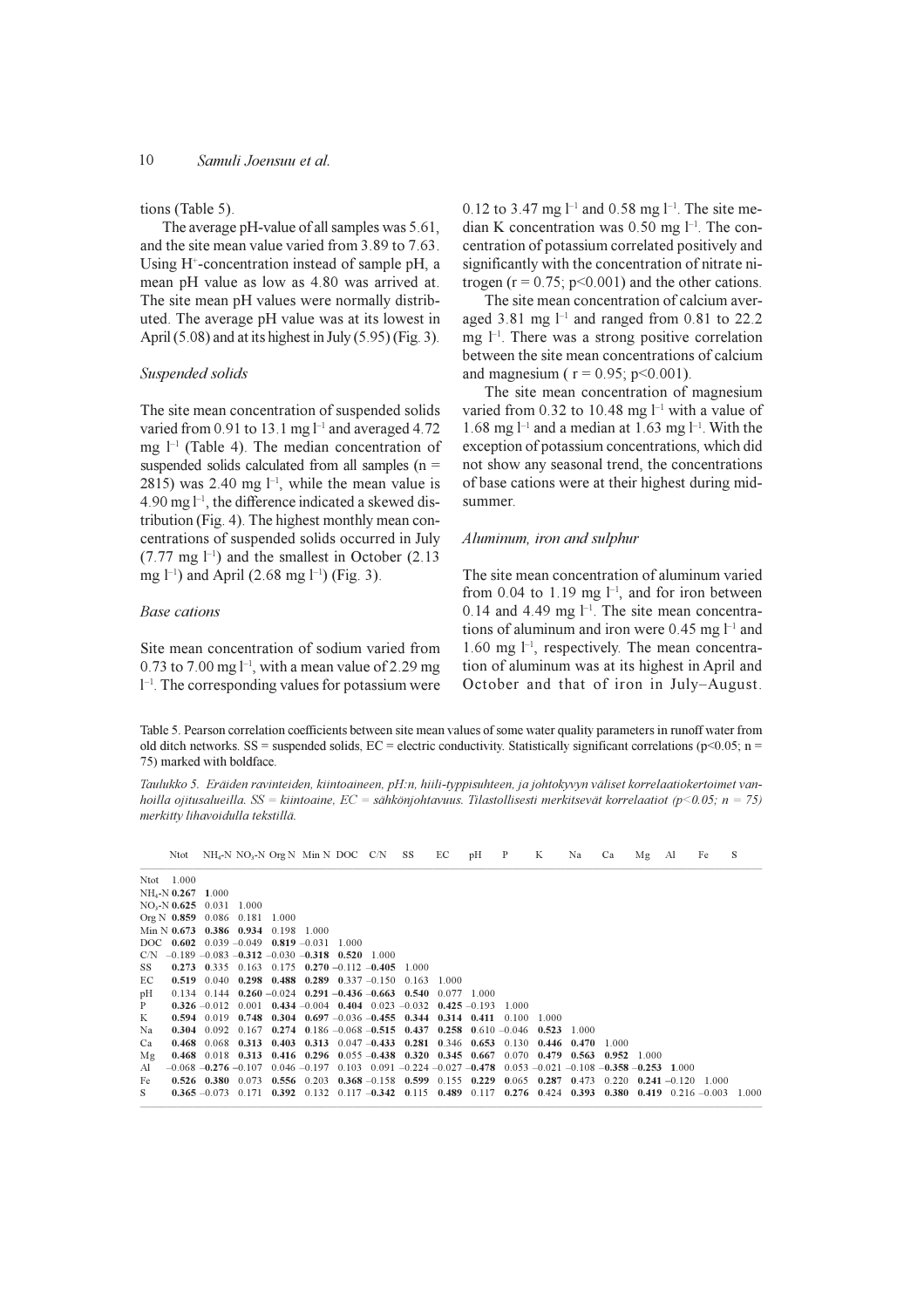tions (Table 5).

The average pH-value of all samples was 5.61, and the site mean value varied from 3.89 to 7.63. Using $H^+$-concentration instead of sample pH, a mean pH value as low as 4.80 was arrived at. The site mean pH values were normally distributed. The average pH value was at its lowest in April (5.08) and at its highest in July (5.95) (Fig. 3).

### Suspended solids

The site mean concentration of suspended solids varied from 0.91 to 13.1 mg $l^{-1}$ and averaged 4.72 mg $l^{-1}$ (Table 4). The median concentration of suspended solids calculated from all samples ($n = 2815$) was 2.40 mg $l^{-1}$, while the mean value is 4.90 mg $l^{-1}$, the difference indicated a skewed distribution (Fig. 4). The highest monthly mean concentrations of suspended solids occurred in July (7.77 mg $l^{-1}$) and the smallest in October (2.13 mg $l^{-1}$) and April (2.68 mg $l^{-1}$) (Fig. 3).

### Base cations

Site mean concentration of sodium varied from 0.73 to 7.00 mg $l^{-1}$, with a mean value of 2.29 mg $l^{-1}$. The corresponding values for potassium were 0.12 to 3.47 mg $l^{-1}$ and 0.58 mg $l^{-1}$. The site median K concentration was 0.50 mg $l^{-1}$. The concentration of potassium correlated positively and significantly with the concentration of nitrate nitrogen ($r = 0.75$; $p<0.001$) and the other cations.

The site mean concentration of calcium averaged 3.81 mg $l^{-1}$ and ranged from 0.81 to 22.2 mg $l^{-1}$. There was a strong positive correlation between the site mean concentrations of calcium and magnesium ( $r = 0.95$; $p<0.001$).

The site mean concentration of magnesium varied from 0.32 to 10.48 mg $l^{-1}$ with a value of 1.68 mg $l^{-1}$ and a median at 1.63 mg $l^{-1}$. With the exception of potassium concentrations, which did not show any seasonal trend, the concentrations of base cations were at their highest during midsummer.

### Aluminum, iron and sulphur

The site mean concentration of aluminum varied from 0.04 to 1.19 mg $l^{-1}$, and for iron between 0.14 and 4.49 mg $l^{-1}$. The site mean concentrations of aluminum and iron were 0.45 mg $l^{-1}$ and 1.60 mg $l^{-1}$, respectively. The mean concentration of aluminum was at its highest in April and October and that of iron in July–August.

Table 5. Pearson correlation coefficients between site mean values of some water quality parameters in runoff water from old ditch networks. SS = suspended solids, EC = electric conductivity. Statistically significant correlations ($p<0.05$; $n = 75$) marked with boldface.

*Taulukko 5. Eräiden ravinteiden, kiintoaineen, pH:n, hiili-typpisuhteen, ja johtokyvyn väliset korrelaatiokertoimet vanhoilla ojitusalueilla. SS = kiintoaine, EC = sähkönjohtavuus. Tilastollisesti merkitsevät korrelaatiot (p<0.05; n = 75) merkitty lihavoidulla tekstillä.*

| | Ntot | $NH_4$-N | $NO_3$-N | Org N | Min N | DOC | C/N | SS | EC | pH | P | K | Na | Ca | Mg | Al | Fe | S |
|---|---|---|---|---|---|---|---|---|---|---|---|---|---|---|---|---|---|---|
| Ntot | 1.000 | | | | | | | | | | | | | | | | | |
| $NH_4$-N | **0.267** | 1.000 | | | | | | | | | | | | | | | | |
| $NO_3$-N | **0.625** | 0.031 | 1.000 | | | | | | | | | | | | | | | |
| Org N | **0.859** | 0.086 | 0.181 | 1.000 | | | | | | | | | | | | | | |
| Min N | **0.673** | **0.386** | **0.934** | 0.198 | 1.000 | | | | | | | | | | | | | |
| DOC | **0.602** | 0.039 | –0.049 | **0.819** | –0.031 | 1.000 | | | | | | | | | | | | |
| C/N | –0.189 | –0.083 | **–0.312** | –0.030 | **–0.318** | **0.520** | 1.000 | | | | | | | | | | | |
| SS | **0.273** | **0.335** | 0.163 | 0.175 | **0.270** | –0.112 | **–0.405** | 1.000 | | | | | | | | | | |
| EC | **0.519** | 0.040 | **0.298** | **0.488** | **0.289** | **0.337** | –0.150 | 0.163 | 1.000 | | | | | | | | | |
| pH | 0.134 | 0.144 | **0.260** | –0.024 | **0.291** | **–0.436** | **–0.663** | **0.540** | 0.077 | 1.000 | | | | | | | | |
| P | **0.326** | –0.012 | 0.001 | **0.434** | –0.004 | **0.404** | 0.023 | –0.032 | **0.425** | –0.193 | 1.000 | | | | | | | |
| K | **0.594** | 0.019 | **0.748** | **0.304** | **0.697** | –0.036 | **–0.455** | **0.344** | **0.314** | **0.411** | 0.100 | 1.000 | | | | | | |
| Na | **0.304** | 0.092 | 0.167 | **0.274** | 0.186 | –0.068 | **–0.515** | **0.437** | **0.258** | **0.610** | –0.046 | **0.523** | 1.000 | | | | | |
| Ca | **0.468** | 0.068 | **0.313** | **0.403** | **0.313** | 0.047 | **–0.433** | **0.281** | 0.346 | **0.653** | 0.130 | **0.446** | **0.470** | 1.000 | | | | |
| Mg | **0.468** | 0.018 | **0.313** | **0.416** | **0.296** | 0.055 | **–0.438** | **0.320** | **0.345** | **0.667** | 0.070 | **0.479** | **0.563** | **0.952** | 1.000 | | | |
| Al | –0.068 | **–0.276** | –0.107 | 0.046 | –0.197 | 0.103 | 0.091 | –0.224 | –0.027 | **–0.478** | 0.053 | –0.021 | –0.108 | **–0.358** | **–0.253** | 1.000 | | |
| Fe | **0.526** | **0.380** | 0.073 | **0.556** | 0.203 | **0.368** | –0.158 | **0.599** | 0.155 | **0.229** | 0.065 | **0.287** | 0.473 | 0.220 | **0.241** | –0.120 | 1.000 | |
| S | **0.365** | –0.073 | 0.171 | **0.392** | 0.132 | 0.117 | **–0.342** | 0.115 | **0.489** | 0.117 | **0.276** | 0.424 | **0.393** | **0.380** | **0.419** | 0.216 | –0.003 | 1.000 |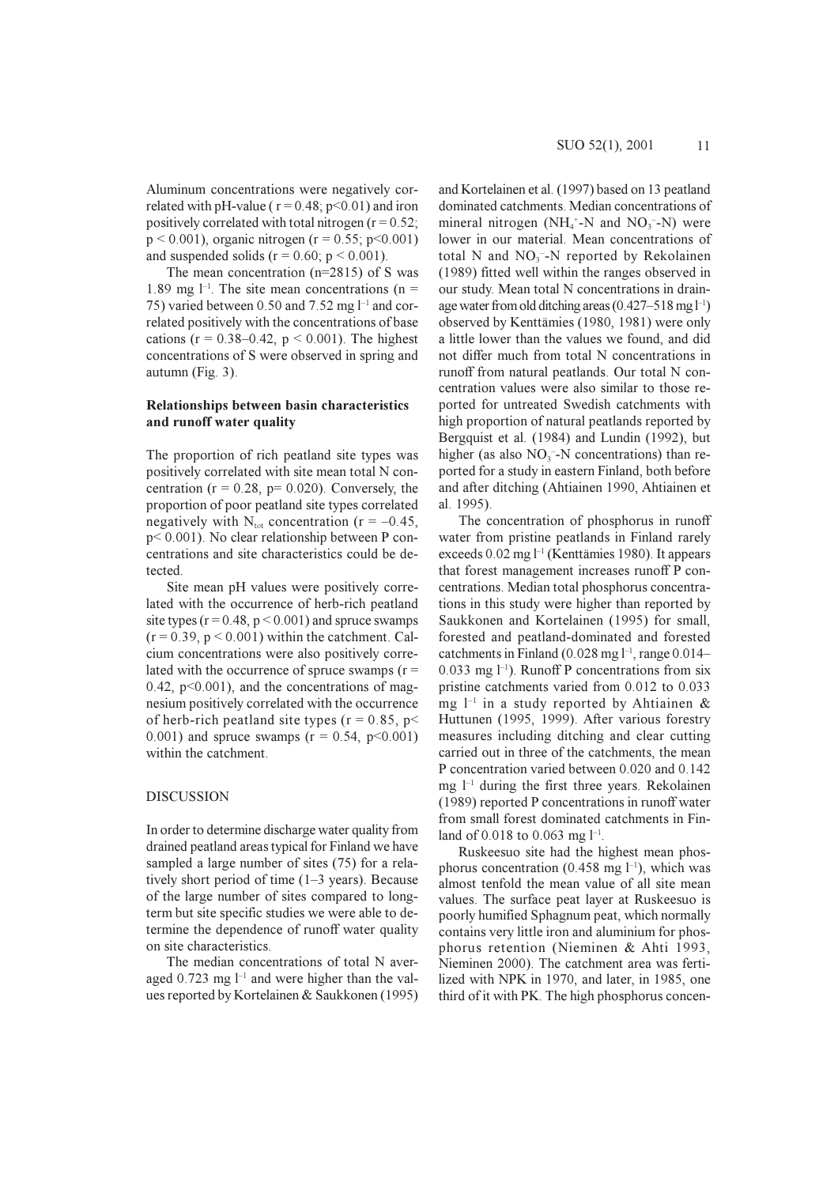Aluminum concentrations were negatively correlated with pH-value ( $r = 0.48$; $p<0.01$) and iron positively correlated with total nitrogen ($r = 0.52$; $p < 0.001$), organic nitrogen ($r = 0.55$; $p<0.001$) and suspended solids ($r = 0.60$; $p < 0.001$).

The mean concentration (n=2815) of S was 1.89 mg $l^{-1}$. The site mean concentrations (n = 75) varied between 0.50 and 7.52 mg $l^{-1}$ and correlated positively with the concentrations of base cations ($r = 0.38–0.42$, $p < 0.001$). The highest concentrations of S were observed in spring and autumn (Fig. 3).

**Relationships between basin characteristics and runoff water quality**

The proportion of rich peatland site types was positively correlated with site mean total N concentration ($r = 0.28$, $p= 0.020$). Conversely, the proportion of poor peatland site types correlated negatively with $N_{tot}$ concentration ($r = –0.45$, $p< 0.001$). No clear relationship between P concentrations and site characteristics could be detected.

Site mean pH values were positively correlated with the occurrence of herb-rich peatland site types ($r = 0.48$, $p < 0.001$) and spruce swamps ($r = 0.39$, $p < 0.001$) within the catchment. Calcium concentrations were also positively correlated with the occurrence of spruce swamps ($r = 0.42$, $p<0.001$), and the concentrations of magnesium positively correlated with the occurrence of herb-rich peatland site types ($r = 0.85$, $p< 0.001$) and spruce swamps ($r = 0.54$, $p<0.001$) within the catchment.

## DISCUSSION

In order to determine discharge water quality from drained peatland areas typical for Finland we have sampled a large number of sites (75) for a relatively short period of time (1–3 years). Because of the large number of sites compared to long-term but site specific studies we were able to determine the dependence of runoff water quality on site characteristics.

The median concentrations of total N averaged 0.723 mg $l^{-1}$ and were higher than the values reported by Kortelainen & Saukkonen (1995) and Kortelainen et al. (1997) based on 13 peatland dominated catchments. Median concentrations of mineral nitrogen ($NH_4^+$-N and $NO_3^-$-N) were lower in our material. Mean concentrations of total N and $NO_3^-$-N reported by Rekolainen (1989) fitted well within the ranges observed in our study. Mean total N concentrations in drainage water from old ditching areas (0.427–518 mg $l^{-1}$) observed by Kenttämies (1980, 1981) were only a little lower than the values we found, and did not differ much from total N concentrations in runoff from natural peatlands. Our total N concentration values were also similar to those reported for untreated Swedish catchments with high proportion of natural peatlands reported by Bergquist et al. (1984) and Lundin (1992), but higher (as also $NO_3^-$-N concentrations) than reported for a study in eastern Finland, both before and after ditching (Ahtiainen 1990, Ahtiainen et al. 1995).

The concentration of phosphorus in runoff water from pristine peatlands in Finland rarely exceeds 0.02 mg $l^{-1}$ (Kenttämies 1980). It appears that forest management increases runoff P concentrations. Median total phosphorus concentrations in this study were higher than reported by Saukkonen and Kortelainen (1995) for small, forested and peatland-dominated and forested catchments in Finland (0.028 mg $l^{-1}$, range 0.014–0.033 mg $l^{-1}$). Runoff P concentrations from six pristine catchments varied from 0.012 to 0.033 mg $l^{-1}$ in a study reported by Ahtiainen & Huttunen (1995, 1999). After various forestry measures including ditching and clear cutting carried out in three of the catchments, the mean P concentration varied between 0.020 and 0.142 mg $l^{-1}$ during the first three years. Rekolainen (1989) reported P concentrations in runoff water from small forest dominated catchments in Finland of 0.018 to 0.063 mg $l^{-1}$.

Ruskeesuo site had the highest mean phosphorus concentration (0.458 mg $l^{-1}$), which was almost tenfold the mean value of all site mean values. The surface peat layer at Ruskeesuo is poorly humified Sphagnum peat, which normally contains very little iron and aluminium for phosphorus retention (Nieminen & Ahti 1993, Nieminen 2000). The catchment area was fertilized with NPK in 1970, and later, in 1985, one third of it with PK. The high phosphorus concen-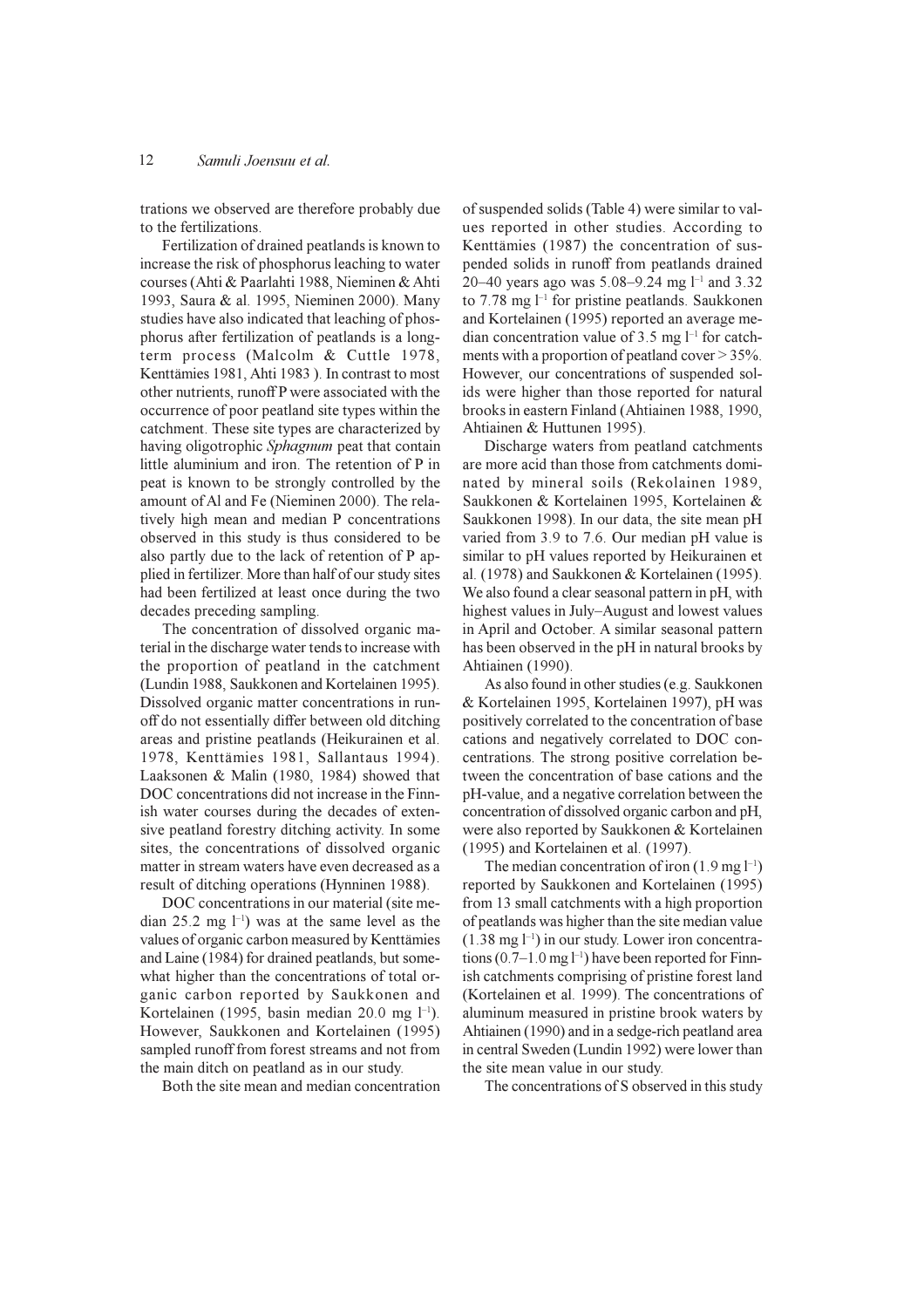trations we observed are therefore probably due to the fertilizations.

Fertilization of drained peatlands is known to increase the risk of phosphorus leaching to water courses (Ahti & Paarlahti 1988, Nieminen & Ahti 1993, Saura & al. 1995, Nieminen 2000). Many studies have also indicated that leaching of phosphorus after fertilization of peatlands is a long-term process (Malcolm & Cuttle 1978, Kenttämies 1981, Ahti 1983 ). In contrast to most other nutrients, runoff P were associated with the occurrence of poor peatland site types within the catchment. These site types are characterized by having oligotrophic *Sphagnum* peat that contain little aluminium and iron. The retention of P in peat is known to be strongly controlled by the amount of Al and Fe (Nieminen 2000). The relatively high mean and median P concentrations observed in this study is thus considered to be also partly due to the lack of retention of P applied in fertilizer. More than half of our study sites had been fertilized at least once during the two decades preceding sampling.

The concentration of dissolved organic material in the discharge water tends to increase with the proportion of peatland in the catchment (Lundin 1988, Saukkonen and Kortelainen 1995). Dissolved organic matter concentrations in runoff do not essentially differ between old ditching areas and pristine peatlands (Heikurainen et al. 1978, Kenttämies 1981, Sallantaus 1994). Laaksonen & Malin (1980, 1984) showed that DOC concentrations did not increase in the Finnish water courses during the decades of extensive peatland forestry ditching activity. In some sites, the concentrations of dissolved organic matter in stream waters have even decreased as a result of ditching operations (Hynninen 1988).

DOC concentrations in our material (site median 25.2 mg $l^{-1}$) was at the same level as the values of organic carbon measured by Kenttämies and Laine (1984) for drained peatlands, but somewhat higher than the concentrations of total organic carbon reported by Saukkonen and Kortelainen (1995, basin median 20.0 mg $l^{-1}$). However, Saukkonen and Kortelainen (1995) sampled runoff from forest streams and not from the main ditch on peatland as in our study.

Both the site mean and median concentration of suspended solids (Table 4) were similar to values reported in other studies. According to Kenttämies (1987) the concentration of suspended solids in runoff from peatlands drained 20–40 years ago was 5.08–9.24 mg $l^{-1}$ and 3.32 to 7.78 mg $l^{-1}$ for pristine peatlands. Saukkonen and Kortelainen (1995) reported an average median concentration value of 3.5 mg $l^{-1}$ for catchments with a proportion of peatland cover > 35%. However, our concentrations of suspended solids were higher than those reported for natural brooks in eastern Finland (Ahtiainen 1988, 1990, Ahtiainen & Huttunen 1995).

Discharge waters from peatland catchments are more acid than those from catchments dominated by mineral soils (Rekolainen 1989, Saukkonen & Kortelainen 1995, Kortelainen & Saukkonen 1998). In our data, the site mean pH varied from 3.9 to 7.6. Our median pH value is similar to pH values reported by Heikurainen et al. (1978) and Saukkonen & Kortelainen (1995). We also found a clear seasonal pattern in pH, with highest values in July–August and lowest values in April and October. A similar seasonal pattern has been observed in the pH in natural brooks by Ahtiainen (1990).

As also found in other studies (e.g. Saukkonen & Kortelainen 1995, Kortelainen 1997), pH was positively correlated to the concentration of base cations and negatively correlated to DOC concentrations. The strong positive correlation between the concentration of base cations and the pH-value, and a negative correlation between the concentration of dissolved organic carbon and pH, were also reported by Saukkonen & Kortelainen (1995) and Kortelainen et al. (1997).

The median concentration of iron (1.9 mg $l^{-1}$) reported by Saukkonen and Kortelainen (1995) from 13 small catchments with a high proportion of peatlands was higher than the site median value (1.38 mg $l^{-1}$) in our study. Lower iron concentrations (0.7–1.0 mg $l^{-1}$) have been reported for Finnish catchments comprising of pristine forest land (Kortelainen et al. 1999). The concentrations of aluminum measured in pristine brook waters by Ahtiainen (1990) and in a sedge-rich peatland area in central Sweden (Lundin 1992) were lower than the site mean value in our study.

The concentrations of S observed in this study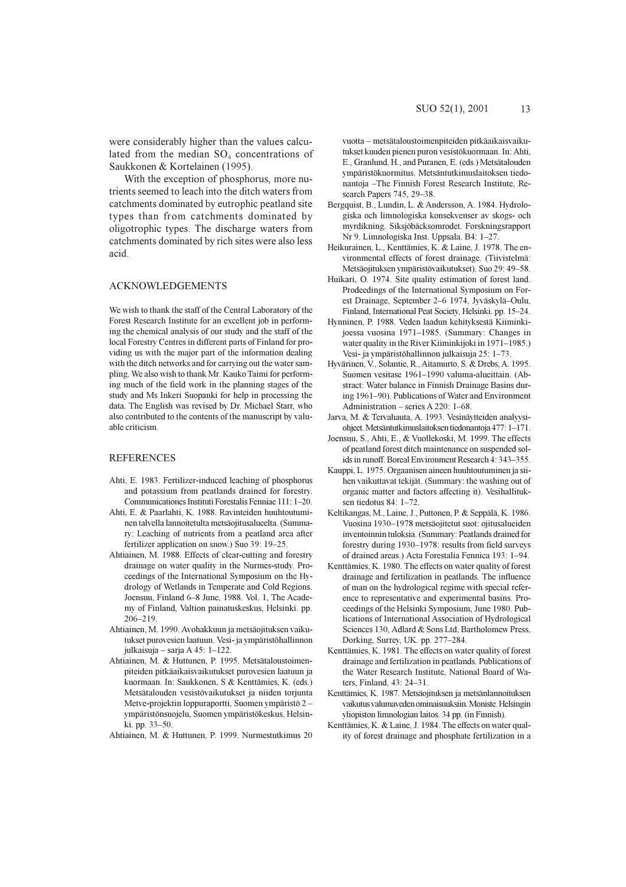were considerably higher than the values calculated from the median $SO_4$ concentrations of Saukkonen & Kortelainen (1995).

With the exception of phosphorus, more nutrients seemed to leach into the ditch waters from catchments dominated by eutrophic peatland site types than from catchments dominated by oligotrophic types. The discharge waters from catchments dominated by rich sites were also less acid.

## ACKNOWLEDGEMENTS

We wish to thank the staff of the Central Laboratory of the Forest Research Institute for an excellent job in performing the chemical analysis of our study and the staff of the local Forestry Centres in different parts of Finland for providing us with the major part of the information dealing with the ditch networks and for carrying out the water sampling. We also wish to thank Mr. Kauko Taimi for performing much of the field work in the planning stages of the study and Ms Inkeri Suopanki for help in processing the data. The English was revised by Dr. Michael Starr, who also contributed to the contents of the manuscript by valuable criticism.

## REFERENCES

Ahti, E. 1983. Fertilizer-induced leaching of phosphorus and potassium from peatlands drained for forestry. Communicationes Instituti Forestalis Fenniae 111: 1–20.

Ahti, E. & Paarlahti, K. 1988. Ravinteiden huuhtoutuminen talvella lannoitetulta metsäojitusalueelta. (Summary: Leaching of nutrients from a peatland area after fertilizer application on snow.) Suo 39: 19–25.

Ahtiainen, M. 1988. Effects of clear-cutting and forestry drainage on water quality in the Nurmes-study. Proceedings of the International Symposium on the Hydrology of Wetlands in Temperate and Cold Regions. Joensuu, Finland 6–8 June, 1988. Vol. 1, The Academy of Finland, Valtion painatuskeskus, Helsinki. pp. 206–219.

Ahtiainen, M. 1990. Avohakkuun ja metsäojituksen vaikutukset purovesien laatuun. Vesi- ja ympäristöhallinnon julkaisuja – sarja A 45: 1–122.

Ahtiainen, M. & Huttunen, P. 1995. Metsätaloustoimenpiteiden pitkäaikaisvaikutukset purovesien laatuun ja kuormaan. In: Saukkonen, S & Kenttämies, K. (eds.) Metsätalouden vesistövaikutukset ja niiden torjunta Metve-projektin loppuraportti, Suomen ympäristö 2 – ympäristönsuojelu, Suomen ympäristökeskus, Helsinki. pp. 33–50.

Ahtiainen, M. & Huttunen, P. 1999. Nurmestutkimus 20 vuotta – metsätaloustoimenpiteiden pitkäaikaisvaikutukset kuuden pienen puron vesistökuormaan. In: Ahti, E., Granlund, H., and Puranen, E. (eds.) Metsätalouden ympäristökuormitus. Metsäntutkimuslaitoksen tiedonantoja –The Finnish Forest Research Institute, Research Papers 745, 29–38.

Bergquist, B., Lundin, L. & Andersson, A. 1984. Hydrologiska och limnologiska konsekvenser av skogs- och myrdikning. Siksjöbäcksomrodet. Forskningsrapport Nr 9. Limnologiska Inst. Uppsala. B4: 1–27.

Heikurainen, L., Kenttämies, K. & Laine, J. 1978. The environmental effects of forest drainage. (Tiivistelmä: Metsäojituksen ympäristövaikutukset). Suo 29: 49–58.

Huikari, O. 1974. Site quality estimation of forest land. Prodeedings of the International Symposium on Forest Drainage, September 2–6 1974, Jyväskylä–Oulu, Finland, International Peat Society, Helsinki. pp. 15–24.

Hynninen, P. 1988. Veden laadun kehityksestä Kiiminkijoessa vuosina 1971–1985. (Summary: Changes in water quality in the River Kiiminkijoki in 1971–1985.) Vesi- ja ympäristöhallinnon julkaisuja 25: 1–73.

Hyvärinen, V., Solantie, R., Aitamurto, S. & Drebs, A. 1995. Suomen vesitase 1961–1990 valuma-alueittain. (Abstract: Water balance in Finnish Drainage Basins during 1961–90). Publications of Water and Environment Administration – series A 220: 1–68.

Jarva, M. & Tervahauta, A. 1993. Vesinäytteiden analyysiohjeet. Metsäntutkimuslaitoksen tiedonantoja 477: 1–171.

Joensuu, S., Ahti, E., & Vuollekoski, M. 1999. The effects of peatland forest ditch maintenance on suspended solids in runoff. Boreal Environment Research 4: 343–355.

Kauppi, L. 1975. Orgaanisen aineen huuhtoutuminen ja siihen vaikuttavat tekijät. (Summary: the washing out of organic matter and factors affecting it). Vesihallituksen tiedotus 84: 1–72.

Keltikangas, M., Laine, J., Puttonen, P. & Seppälä, K. 1986. Vuosina 1930–1978 metsäojitetut suot: ojitusalueiden inventoinnin tuloksia. (Summary: Peatlands drained for forestry during 1930–1978: results from field surveys of drained areas.) Acta Forestalia Fennica 193: 1–94.

Kenttämies, K. 1980. The effects on water quality of forest drainage and fertilization in peatlands. The influence of man on the hydrological regime with special reference to representative and experimental basins. Proceedings of the Helsinki Symposium, June 1980. Publications of International Association of Hydrological Sciences 130, Adlard & Sons Ltd, Bartholomew Press, Dorking, Surrey, UK. pp. 277–284.

Kenttämies, K. 1981. The effects on water quality of forest drainage and fertilization in peatlands. Publications of the Water Research Institute, National Board of Waters, Finland, 43: 24–31.

Kenttämies, K. 1987. Metsäojituksen ja metsänlannoituksen vaikutus valumaveden ominaisuuksiin. Moniste. Helsingin yliopiston limnologian laitos. 34 pp. (in Finnish).

Kenttämies, K. & Laine, J. 1984. The effects on water quality of forest drainage and phosphate fertilization in a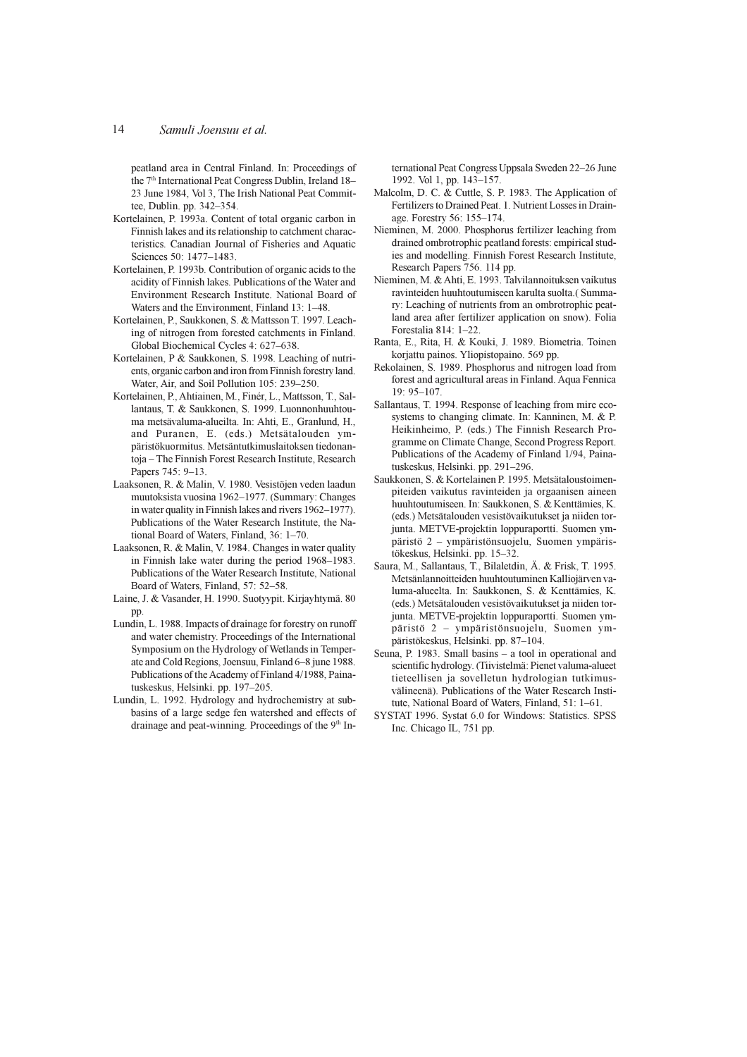peatland area in Central Finland. In: Proceedings of the 7[th] International Peat Congress Dublin, Ireland 18–23 June 1984, Vol 3, The Irish National Peat Committee, Dublin. pp. 342–354.

Kortelainen, P. 1993a. Content of total organic carbon in Finnish lakes and its relationship to catchment characteristics. Canadian Journal of Fisheries and Aquatic Sciences 50: 1477–1483.

Kortelainen, P. 1993b. Contribution of organic acids to the acidity of Finnish lakes. Publications of the Water and Environment Research Institute. National Board of Waters and the Environment, Finland 13: 1–48.

Kortelainen, P., Saukkonen, S. & Mattsson T. 1997. Leaching of nitrogen from forested catchments in Finland. Global Biochemical Cycles 4: 627–638.

Kortelainen, P & Saukkonen, S. 1998. Leaching of nutrients, organic carbon and iron from Finnish forestry land. Water, Air, and Soil Pollution 105: 239–250.

Kortelainen, P., Ahtiainen, M., Finér, L., Mattsson, T., Sallantaus, T. & Saukkonen, S. 1999. Luonnonhuuhtouma metsävaluma-alueilta. In: Ahti, E., Granlund, H., and Puranen, E. (eds.) Metsätalouden ympäristökuormitus. Metsäntutkimuslaitoksen tiedonantoja – The Finnish Forest Research Institute, Research Papers 745: 9–13.

Laaksonen, R. & Malin, V. 1980. Vesistöjen veden laadun muutoksista vuosina 1962–1977. (Summary: Changes in water quality in Finnish lakes and rivers 1962–1977). Publications of the Water Research Institute, the National Board of Waters, Finland, 36: 1–70.

Laaksonen, R. & Malin, V. 1984. Changes in water quality in Finnish lake water during the period 1968–1983. Publications of the Water Research Institute, National Board of Waters, Finland, 57: 52–58.

Laine, J. & Vasander, H. 1990. Suotyypit. Kirjayhtymä. 80 pp.

Lundin, L. 1988. Impacts of drainage for forestry on runoff and water chemistry. Proceedings of the International Symposium on the Hydrology of Wetlands in Temperate and Cold Regions, Joensuu, Finland 6–8 june 1988. Publications of the Academy of Finland 4/1988, Painatuskeskus, Helsinki. pp. 197–205.

Lundin, L. 1992. Hydrology and hydrochemistry at subbasins of a large sedge fen watershed and effects of drainage and peat-winning. Proceedings of the 9[th] International Peat Congress Uppsala Sweden 22–26 June 1992. Vol 1, pp. 143–157.

Malcolm, D. C. & Cuttle, S. P. 1983. The Application of Fertilizers to Drained Peat. 1. Nutrient Losses in Drainage. Forestry 56: 155–174.

Nieminen, M. 2000. Phosphorus fertilizer leaching from drained ombrotrophic peatland forests: empirical studies and modelling. Finnish Forest Research Institute, Research Papers 756. 114 pp.

Nieminen, M. & Ahti, E. 1993. Talvilannoituksen vaikutus ravinteiden huuhtoutumiseen karulta suolta.( Summary: Leaching of nutrients from an ombrotrophic peatland area after fertilizer application on snow). Folia Forestalia 814: 1–22.

Ranta, E., Rita, H. & Kouki, J. 1989. Biometria. Toinen korjattu painos. Yliopistopaino. 569 pp.

Rekolainen, S. 1989. Phosphorus and nitrogen load from forest and agricultural areas in Finland. Aqua Fennica 19: 95–107.

Sallantaus, T. 1994. Response of leaching from mire ecosystems to changing climate. In: Kanninen, M. & P. Heikinheimo, P. (eds.) The Finnish Research Programme on Climate Change, Second Progress Report. Publications of the Academy of Finland 1/94, Painatuskeskus, Helsinki. pp. 291–296.

Saukkonen, S. & Kortelainen P. 1995. Metsätaloustoimenpiteiden vaikutus ravinteiden ja orgaanisen aineen huuhtoutumiseen. In: Saukkonen, S. & Kenttämies, K. (eds.) Metsätalouden vesistövaikutukset ja niiden torjunta. METVE-projektin loppuraportti. Suomen ympäristö 2 – ympäristönsuojelu, Suomen ympäristökeskus, Helsinki. pp. 15–32.

Saura, M., Sallantaus, T., Bilaletdin, Ä. & Frisk, T. 1995. Metsänlannoitteiden huuhtoutuminen Kalliojärven valuma-alueelta. In: Saukkonen, S. & Kenttämies, K. (eds.) Metsätalouden vesistövaikutukset ja niiden torjunta. METVE-projektin loppuraportti. Suomen ympäristö 2 – ympäristönsuojelu, Suomen ympäristökeskus, Helsinki. pp. 87–104.

Seuna, P. 1983. Small basins – a tool in operational and scientific hydrology. (Tiivistelmä: Pienet valuma-alueet tieteellisen ja sovelletun hydrologian tutkimusvälineenä). Publications of the Water Research Institute, National Board of Waters, Finland, 51: 1–61.

SYSTAT 1996. Systat 6.0 for Windows: Statistics. SPSS Inc. Chicago IL, 751 pp.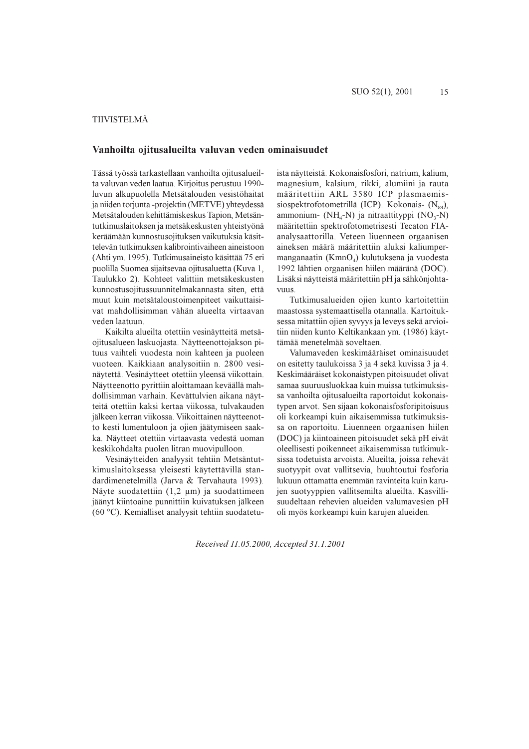TIIVISTELMÄ

## Vanhoilta ojitusalueilta valuvan veden ominaisuudet

Tässä työssä tarkastellaan vanhoilta ojitusalueilta valuvan veden laatua. Kirjoitus perustuu 1990-luvun alkupuolella Metsätalouden vesistöhaitat ja niiden torjunta -projektin (METVE) yhteydessä Metsätalouden kehittämiskeskus Tapion, Metsäntutkimuslaitoksen ja metsäkeskusten yhteistyönä keräämään kunnostusojituksen vaikutuksia käsittelevän tutkimuksen kalibrointivaiheen aineistoon (Ahti ym. 1995). Tutkimusaineisto käsittää 75 eri puolilla Suomea sijaitsevaa ojitusaluetta (Kuva 1, Taulukko 2). Kohteet valittiin metsäkeskusten kunnostusojitussuunnitelmakannasta siten, että muut kuin metsätaloustoimenpiteet vaikuttaisivat mahdollisimman vähän alueelta virtaavan veden laatuun.

Kaikilta alueilta otettiin vesinäytteitä metsäojitusalueen laskuojasta. Näytteenottojakson pituus vaihteli vuodesta noin kahteen ja puoleen vuoteen. Kaikkiaan analysoitiin n. 2800 vesinäytettä. Vesinäytteet otettiin yleensä viikoittain. Näytteenotto pyrittiin aloittamaan keväällä mahdollisimman varhain. Kevättulvien aikana näytteitä otettiin kaksi kertaa viikossa, tulvakauden jälkeen kerran viikossa. Viikoittainen näytteenotto kesti lumentuloon ja ojien jäätymiseen saakka. Näytteet otettiin virtaavasta vedestä uoman keskikohdalta puolen litran muovipulloon.

Vesinäytteiden analyysit tehtiin Metsäntutkimuslaitoksessa yleisesti käytettävillä standardimenetelmillä (Jarva & Tervahauta 1993). Näyte suodatettiin (1,2 µm) ja suodattimeen jäänyt kiintoaine punnittiin kuivatuksen jälkeen (60 °C). Kemialliset analyysit tehtiin suodatetuista näytteistä. Kokonaisfosfori, natrium, kalium, magnesium, kalsium, rikki, alumiini ja rauta määritettiin ARL 3580 ICP plasmaemissiospektrofotometrillä (ICP). Kokonais- ($N_{tot}$), ammonium- ($NH_4$-N) ja nitraattityppi ($NO_3$-N) määritettiin spektrofotometrisesti Tecaton FIA-analysaattorilla. Veteen liuenneen orgaanisen aineksen määrä määritettiin aluksi kaliumpermanganaatin ($KmnO_4$) kulutuksena ja vuodesta 1992 lähtien orgaanisen hiilen määränä (DOC). Lisäksi näytteistä määritettiin pH ja sähkönjohtavuus.

Tutkimusalueiden ojien kunto kartoitettiin maastossa systemaattisella otannalla. Kartoituksessa mitattiin ojien syvyys ja leveys sekä arvioitiin niiden kunto Keltikankaan ym. (1986) käyttämää menetelmää soveltaen.

Valumaveden keskimääräiset ominaisuudet on esitetty taulukoissa 3 ja 4 sekä kuvissa 3 ja 4. Keskimääräiset kokonaistypen pitoisuudet olivat samaa suuruusluokkaa kuin muissa tutkimuksissa vanhoilta ojitusalueilta raportoidut kokonaistypen arvot. Sen sijaan kokonaisfosforipitoisuus oli korkeampi kuin aikaisemmissa tutkimuksissa on raportoitu. Liuenneen orgaanisen hiilen (DOC) ja kiintoaineen pitoisuudet sekä pH eivät oleellisesti poikenneet aikaisemmissa tutkimuksissa todetuista arvoista. Alueilta, joissa rehevät suotyypit ovat vallitsevia, huuhtoutui fosforia lukuun ottamatta enemmän ravinteita kuin karujen suotyyppien vallitsemilta alueilta. Kasvillisuudeltaan rehevien alueiden valumavesien pH oli myös korkeampi kuin karujen alueiden.

*Received 11.05.2000, Accepted 31.1.2001*